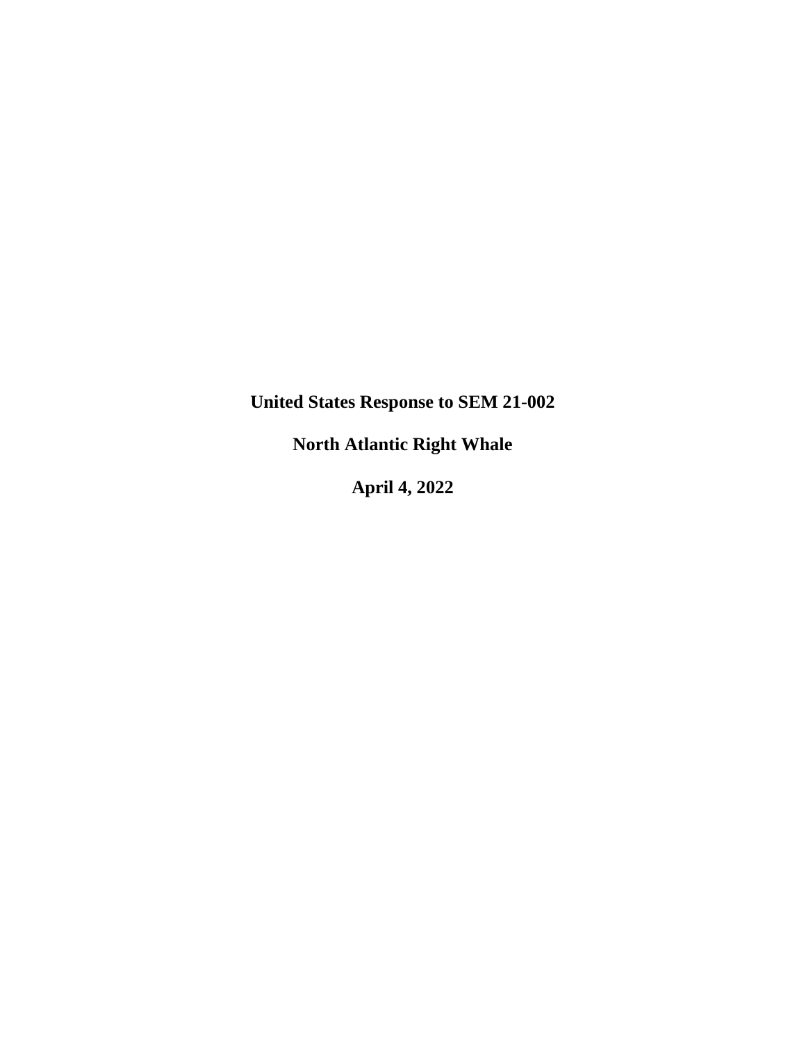# United States Response to SEM 21-002

# North Atlantic Right Whale

# April 4, 2022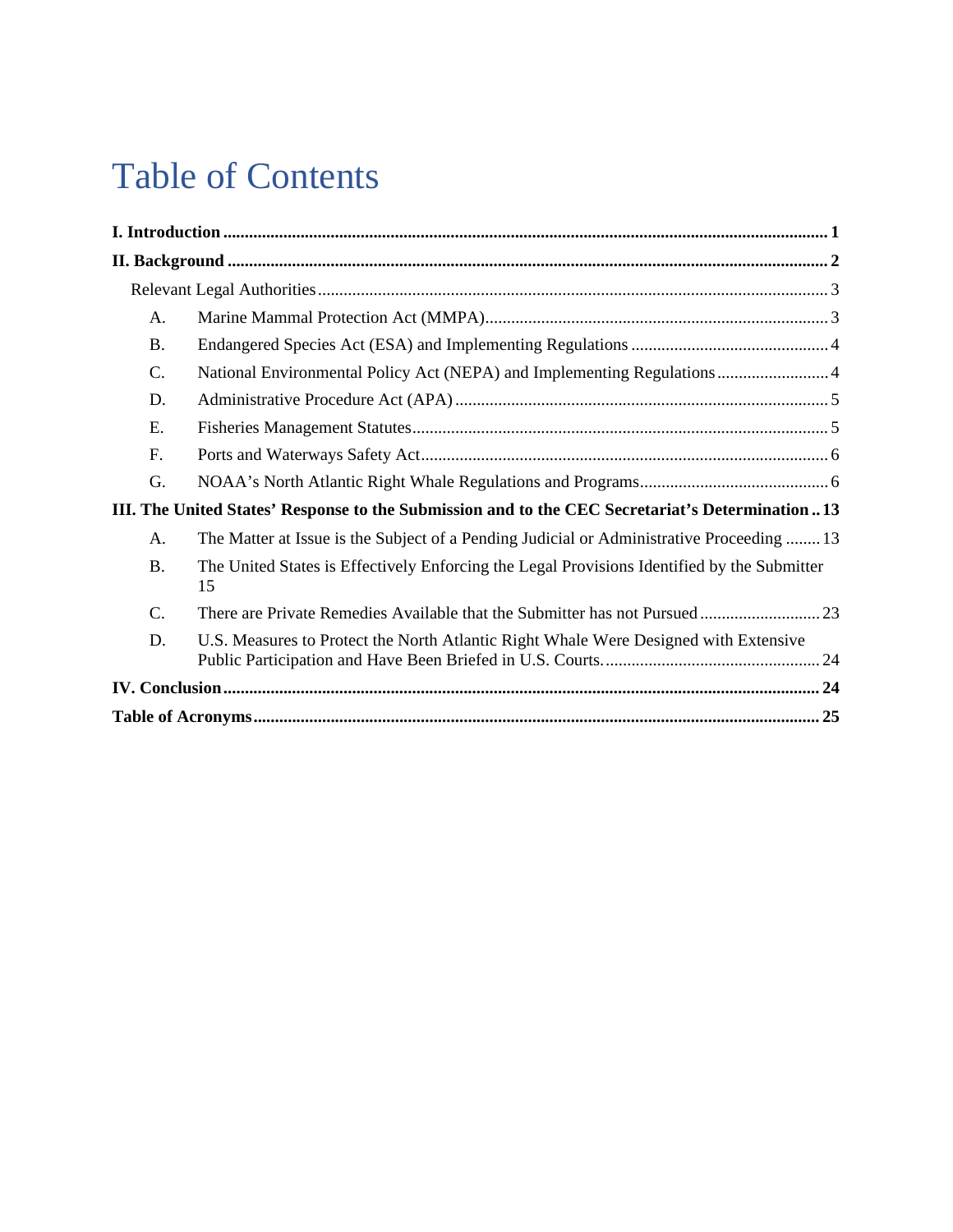# Table of Contents

**I. Introduction** ..... **1**

**II. Background** ..... **2**

Relevant Legal Authorities ..... 3

- A. Marine Mammal Protection Act (MMPA) ..... 3
- B. Endangered Species Act (ESA) and Implementing Regulations ..... 4
- C. National Environmental Policy Act (NEPA) and Implementing Regulations ..... 4
- D. Administrative Procedure Act (APA) ..... 5
- E. Fisheries Management Statutes ..... 5
- F. Ports and Waterways Safety Act ..... 6
- G. NOAA's North Atlantic Right Whale Regulations and Programs ..... 6

**III. The United States' Response to the Submission and to the CEC Secretariat's Determination** ..... **13**

- A. The Matter at Issue is the Subject of a Pending Judicial or Administrative Proceeding ..... 13
- B. The United States is Effectively Enforcing the Legal Provisions Identified by the Submitter ..... 15
- C. There are Private Remedies Available that the Submitter has not Pursued ..... 23
- D. U.S. Measures to Protect the North Atlantic Right Whale Were Designed with Extensive Public Participation and Have Been Briefed in U.S. Courts. ..... 24

**IV. Conclusion** ..... **24**

**Table of Acronyms** ..... **25**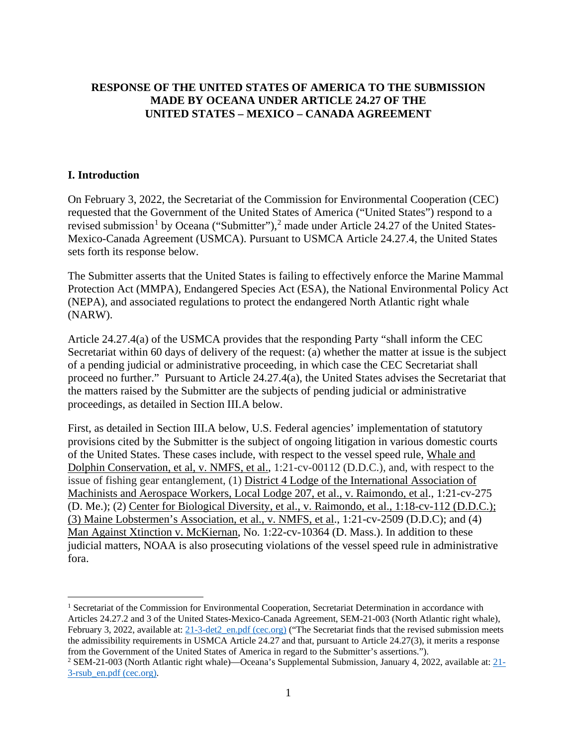**RESPONSE OF THE UNITED STATES OF AMERICA TO THE SUBMISSION MADE BY OCEANA UNDER ARTICLE 24.27 OF THE UNITED STATES – MEXICO – CANADA AGREEMENT**

## I. Introduction

On February 3, 2022, the Secretariat of the Commission for Environmental Cooperation (CEC) requested that the Government of the United States of America ("United States") respond to a revised submission[1] by Oceana ("Submitter"),[2] made under Article 24.27 of the United States-Mexico-Canada Agreement (USMCA). Pursuant to USMCA Article 24.27.4, the United States sets forth its response below.

The Submitter asserts that the United States is failing to effectively enforce the Marine Mammal Protection Act (MMPA), Endangered Species Act (ESA), the National Environmental Policy Act (NEPA), and associated regulations to protect the endangered North Atlantic right whale (NARW).

Article 24.27.4(a) of the USMCA provides that the responding Party "shall inform the CEC Secretariat within 60 days of delivery of the request: (a) whether the matter at issue is the subject of a pending judicial or administrative proceeding, in which case the CEC Secretariat shall proceed no further." Pursuant to Article 24.27.4(a), the United States advises the Secretariat that the matters raised by the Submitter are the subjects of pending judicial or administrative proceedings, as detailed in Section III.A below.

First, as detailed in Section III.A below, U.S. Federal agencies' implementation of statutory provisions cited by the Submitter is the subject of ongoing litigation in various domestic courts of the United States. These cases include, with respect to the vessel speed rule, Whale and Dolphin Conservation, et al, v. NMFS, et al., 1:21-cv-00112 (D.D.C.), and, with respect to the issue of fishing gear entanglement, (1) District 4 Lodge of the International Association of Machinists and Aerospace Workers, Local Lodge 207, et al., v. Raimondo, et al., 1:21-cv-275 (D. Me.); (2) Center for Biological Diversity, et al., v. Raimondo, et al., 1:18-cv-112 (D.D.C.); (3) Maine Lobstermen's Association, et al., v. NMFS, et al., 1:21-cv-2509 (D.D.C); and (4) Man Against Xtinction v. McKiernan, No. 1:22-cv-10364 (D. Mass.). In addition to these judicial matters, NOAA is also prosecuting violations of the vessel speed rule in administrative fora.

---

[1] Secretariat of the Commission for Environmental Cooperation, Secretariat Determination in accordance with Articles 24.27.2 and 3 of the United States-Mexico-Canada Agreement, SEM-21-003 (North Atlantic right whale), February 3, 2022, available at: 21-3-det2_en.pdf (cec.org) ("The Secretariat finds that the revised submission meets the admissibility requirements in USMCA Article 24.27 and that, pursuant to Article 24.27(3), it merits a response from the Government of the United States of America in regard to the Submitter's assertions.").

[2] SEM-21-003 (North Atlantic right whale)—Oceana's Supplemental Submission, January 4, 2022, available at: 21-3-rsub_en.pdf (cec.org).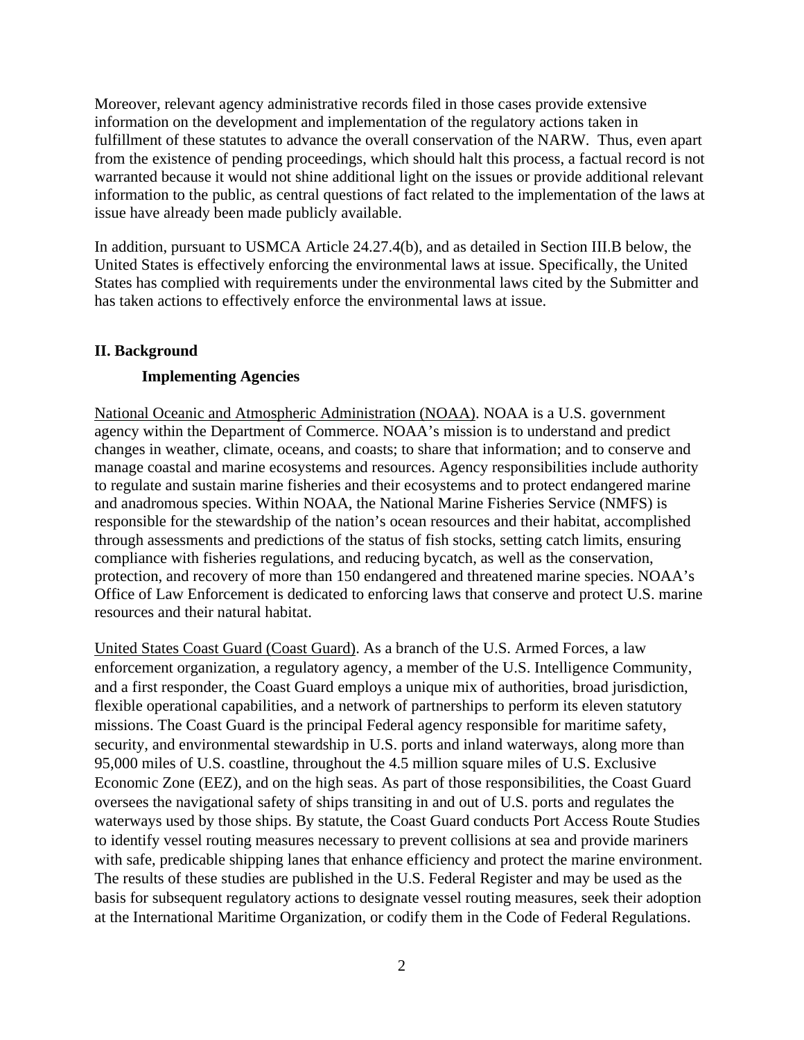Moreover, relevant agency administrative records filed in those cases provide extensive information on the development and implementation of the regulatory actions taken in fulfillment of these statutes to advance the overall conservation of the NARW. Thus, even apart from the existence of pending proceedings, which should halt this process, a factual record is not warranted because it would not shine additional light on the issues or provide additional relevant information to the public, as central questions of fact related to the implementation of the laws at issue have already been made publicly available.

In addition, pursuant to USMCA Article 24.27.4(b), and as detailed in Section III.B below, the United States is effectively enforcing the environmental laws at issue. Specifically, the United States has complied with requirements under the environmental laws cited by the Submitter and has taken actions to effectively enforce the environmental laws at issue.

## II. Background

### Implementing Agencies

National Oceanic and Atmospheric Administration (NOAA). NOAA is a U.S. government agency within the Department of Commerce. NOAA's mission is to understand and predict changes in weather, climate, oceans, and coasts; to share that information; and to conserve and manage coastal and marine ecosystems and resources. Agency responsibilities include authority to regulate and sustain marine fisheries and their ecosystems and to protect endangered marine and anadromous species. Within NOAA, the National Marine Fisheries Service (NMFS) is responsible for the stewardship of the nation's ocean resources and their habitat, accomplished through assessments and predictions of the status of fish stocks, setting catch limits, ensuring compliance with fisheries regulations, and reducing bycatch, as well as the conservation, protection, and recovery of more than 150 endangered and threatened marine species. NOAA's Office of Law Enforcement is dedicated to enforcing laws that conserve and protect U.S. marine resources and their natural habitat.

United States Coast Guard (Coast Guard). As a branch of the U.S. Armed Forces, a law enforcement organization, a regulatory agency, a member of the U.S. Intelligence Community, and a first responder, the Coast Guard employs a unique mix of authorities, broad jurisdiction, flexible operational capabilities, and a network of partnerships to perform its eleven statutory missions. The Coast Guard is the principal Federal agency responsible for maritime safety, security, and environmental stewardship in U.S. ports and inland waterways, along more than 95,000 miles of U.S. coastline, throughout the 4.5 million square miles of U.S. Exclusive Economic Zone (EEZ), and on the high seas. As part of those responsibilities, the Coast Guard oversees the navigational safety of ships transiting in and out of U.S. ports and regulates the waterways used by those ships. By statute, the Coast Guard conducts Port Access Route Studies to identify vessel routing measures necessary to prevent collisions at sea and provide mariners with safe, predicable shipping lanes that enhance efficiency and protect the marine environment. The results of these studies are published in the U.S. Federal Register and may be used as the basis for subsequent regulatory actions to designate vessel routing measures, seek their adoption at the International Maritime Organization, or codify them in the Code of Federal Regulations.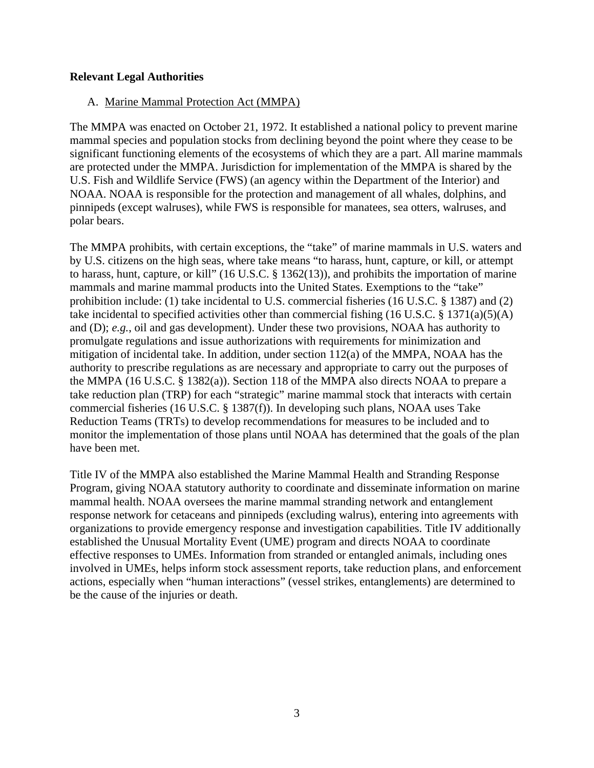**Relevant Legal Authorities**

A. <u>Marine Mammal Protection Act (MMPA)</u>

The MMPA was enacted on October 21, 1972. It established a national policy to prevent marine mammal species and population stocks from declining beyond the point where they cease to be significant functioning elements of the ecosystems of which they are a part. All marine mammals are protected under the MMPA. Jurisdiction for implementation of the MMPA is shared by the U.S. Fish and Wildlife Service (FWS) (an agency within the Department of the Interior) and NOAA. NOAA is responsible for the protection and management of all whales, dolphins, and pinnipeds (except walruses), while FWS is responsible for manatees, sea otters, walruses, and polar bears.

The MMPA prohibits, with certain exceptions, the "take" of marine mammals in U.S. waters and by U.S. citizens on the high seas, where take means "to harass, hunt, capture, or kill, or attempt to harass, hunt, capture, or kill" (16 U.S.C. § 1362(13)), and prohibits the importation of marine mammals and marine mammal products into the United States. Exemptions to the "take" prohibition include: (1) take incidental to U.S. commercial fisheries (16 U.S.C. § 1387) and (2) take incidental to specified activities other than commercial fishing (16 U.S.C. § 1371(a)(5)(A) and (D); *e.g.*, oil and gas development). Under these two provisions, NOAA has authority to promulgate regulations and issue authorizations with requirements for minimization and mitigation of incidental take. In addition, under section 112(a) of the MMPA, NOAA has the authority to prescribe regulations as are necessary and appropriate to carry out the purposes of the MMPA (16 U.S.C. § 1382(a)). Section 118 of the MMPA also directs NOAA to prepare a take reduction plan (TRP) for each "strategic" marine mammal stock that interacts with certain commercial fisheries (16 U.S.C. § 1387(f)). In developing such plans, NOAA uses Take Reduction Teams (TRTs) to develop recommendations for measures to be included and to monitor the implementation of those plans until NOAA has determined that the goals of the plan have been met.

Title IV of the MMPA also established the Marine Mammal Health and Stranding Response Program, giving NOAA statutory authority to coordinate and disseminate information on marine mammal health. NOAA oversees the marine mammal stranding network and entanglement response network for cetaceans and pinnipeds (excluding walrus), entering into agreements with organizations to provide emergency response and investigation capabilities. Title IV additionally established the Unusual Mortality Event (UME) program and directs NOAA to coordinate effective responses to UMEs. Information from stranded or entangled animals, including ones involved in UMEs, helps inform stock assessment reports, take reduction plans, and enforcement actions, especially when "human interactions" (vessel strikes, entanglements) are determined to be the cause of the injuries or death.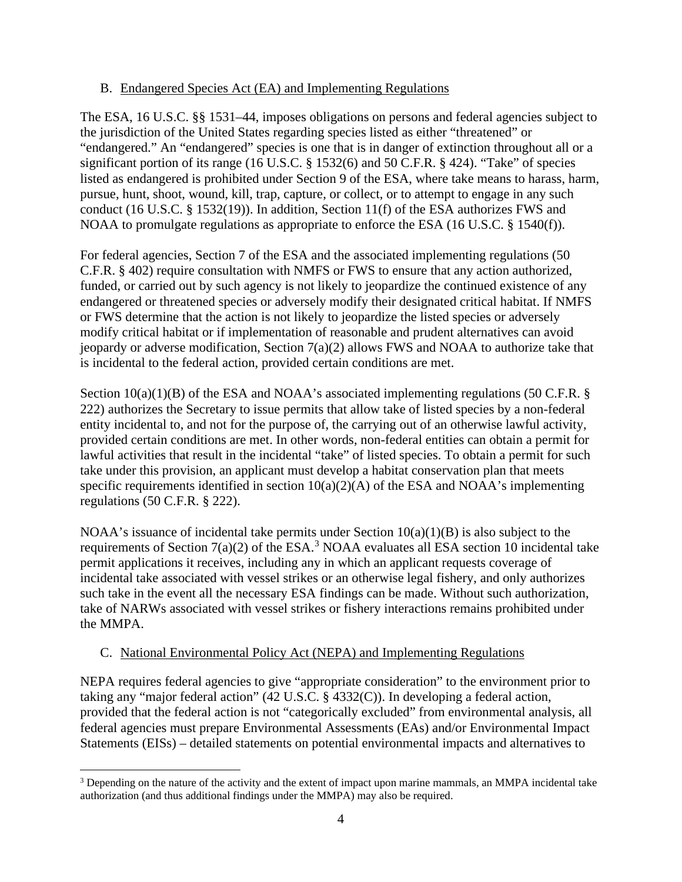## B. Endangered Species Act (EA) and Implementing Regulations

The ESA, 16 U.S.C. §§ 1531–44, imposes obligations on persons and federal agencies subject to the jurisdiction of the United States regarding species listed as either "threatened" or "endangered." An "endangered" species is one that is in danger of extinction throughout all or a significant portion of its range (16 U.S.C. § 1532(6) and 50 C.F.R. § 424). "Take" of species listed as endangered is prohibited under Section 9 of the ESA, where take means to harass, harm, pursue, hunt, shoot, wound, kill, trap, capture, or collect, or to attempt to engage in any such conduct (16 U.S.C. § 1532(19)). In addition, Section 11(f) of the ESA authorizes FWS and NOAA to promulgate regulations as appropriate to enforce the ESA (16 U.S.C. § 1540(f)).

For federal agencies, Section 7 of the ESA and the associated implementing regulations (50 C.F.R. § 402) require consultation with NMFS or FWS to ensure that any action authorized, funded, or carried out by such agency is not likely to jeopardize the continued existence of any endangered or threatened species or adversely modify their designated critical habitat. If NMFS or FWS determine that the action is not likely to jeopardize the listed species or adversely modify critical habitat or if implementation of reasonable and prudent alternatives can avoid jeopardy or adverse modification, Section 7(a)(2) allows FWS and NOAA to authorize take that is incidental to the federal action, provided certain conditions are met.

Section 10(a)(1)(B) of the ESA and NOAA's associated implementing regulations (50 C.F.R. § 222) authorizes the Secretary to issue permits that allow take of listed species by a non-federal entity incidental to, and not for the purpose of, the carrying out of an otherwise lawful activity, provided certain conditions are met. In other words, non-federal entities can obtain a permit for lawful activities that result in the incidental "take" of listed species. To obtain a permit for such take under this provision, an applicant must develop a habitat conservation plan that meets specific requirements identified in section 10(a)(2)(A) of the ESA and NOAA's implementing regulations (50 C.F.R. § 222).

NOAA's issuance of incidental take permits under Section 10(a)(1)(B) is also subject to the requirements of Section 7(a)(2) of the ESA.[3] NOAA evaluates all ESA section 10 incidental take permit applications it receives, including any in which an applicant requests coverage of incidental take associated with vessel strikes or an otherwise legal fishery, and only authorizes such take in the event all the necessary ESA findings can be made. Without such authorization, take of NARWs associated with vessel strikes or fishery interactions remains prohibited under the MMPA.

## C. National Environmental Policy Act (NEPA) and Implementing Regulations

NEPA requires federal agencies to give "appropriate consideration" to the environment prior to taking any "major federal action" (42 U.S.C. § 4332(C)). In developing a federal action, provided that the federal action is not "categorically excluded" from environmental analysis, all federal agencies must prepare Environmental Assessments (EAs) and/or Environmental Impact Statements (EISs) – detailed statements on potential environmental impacts and alternatives to

---

[3] Depending on the nature of the activity and the extent of impact upon marine mammals, an MMPA incidental take authorization (and thus additional findings under the MMPA) may also be required.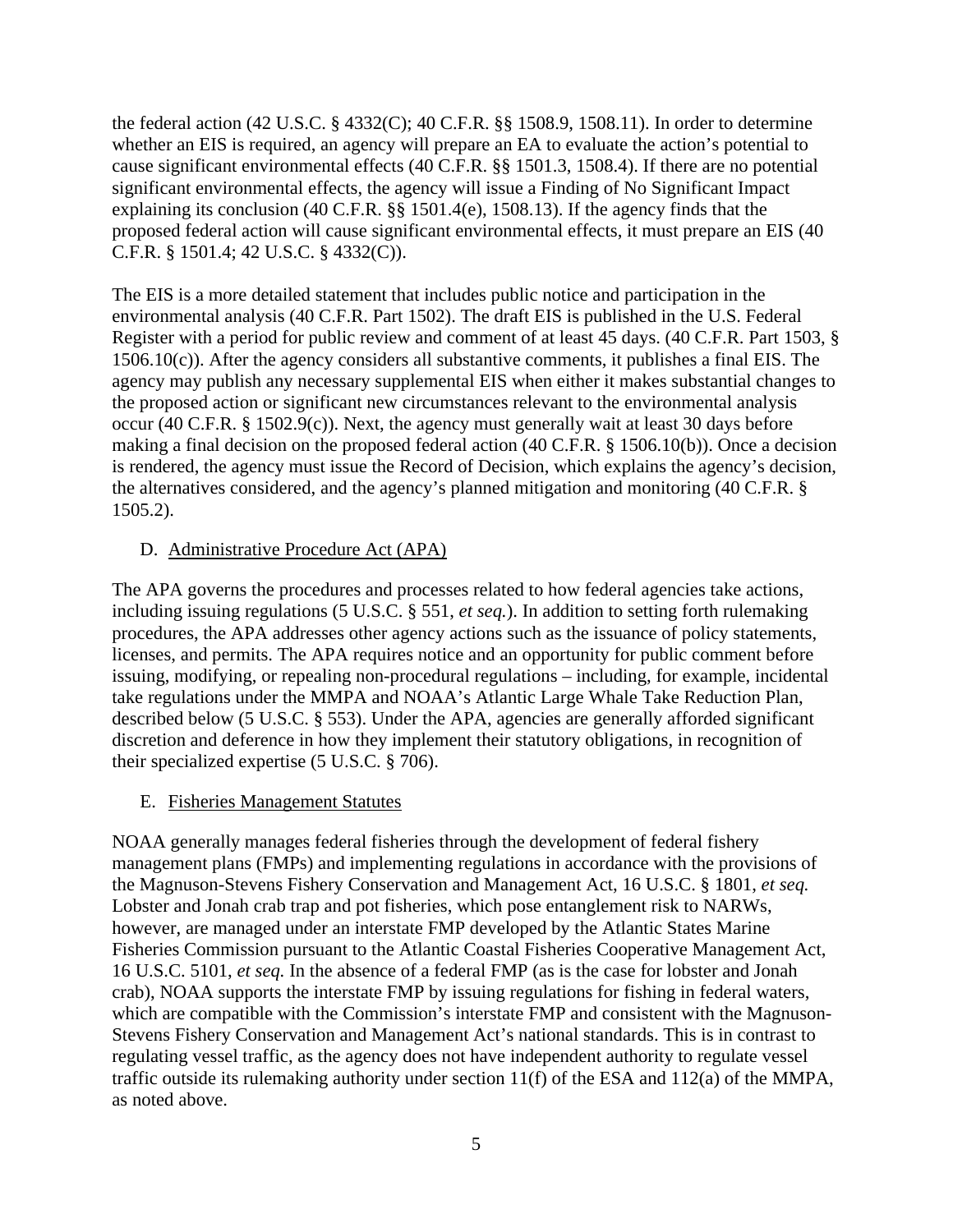the federal action (42 U.S.C. § 4332(C); 40 C.F.R. §§ 1508.9, 1508.11). In order to determine whether an EIS is required, an agency will prepare an EA to evaluate the action's potential to cause significant environmental effects (40 C.F.R. §§ 1501.3, 1508.4). If there are no potential significant environmental effects, the agency will issue a Finding of No Significant Impact explaining its conclusion (40 C.F.R. §§ 1501.4(e), 1508.13). If the agency finds that the proposed federal action will cause significant environmental effects, it must prepare an EIS (40 C.F.R. § 1501.4; 42 U.S.C. § 4332(C)).

The EIS is a more detailed statement that includes public notice and participation in the environmental analysis (40 C.F.R. Part 1502). The draft EIS is published in the U.S. Federal Register with a period for public review and comment of at least 45 days. (40 C.F.R. Part 1503, § 1506.10(c)). After the agency considers all substantive comments, it publishes a final EIS. The agency may publish any necessary supplemental EIS when either it makes substantial changes to the proposed action or significant new circumstances relevant to the environmental analysis occur (40 C.F.R. § 1502.9(c)). Next, the agency must generally wait at least 30 days before making a final decision on the proposed federal action (40 C.F.R. § 1506.10(b)). Once a decision is rendered, the agency must issue the Record of Decision, which explains the agency's decision, the alternatives considered, and the agency's planned mitigation and monitoring (40 C.F.R. § 1505.2).

### D. Administrative Procedure Act (APA)

The APA governs the procedures and processes related to how federal agencies take actions, including issuing regulations (5 U.S.C. § 551, *et seq.*). In addition to setting forth rulemaking procedures, the APA addresses other agency actions such as the issuance of policy statements, licenses, and permits. The APA requires notice and an opportunity for public comment before issuing, modifying, or repealing non-procedural regulations – including, for example, incidental take regulations under the MMPA and NOAA's Atlantic Large Whale Take Reduction Plan, described below (5 U.S.C. § 553). Under the APA, agencies are generally afforded significant discretion and deference in how they implement their statutory obligations, in recognition of their specialized expertise (5 U.S.C. § 706).

### E. Fisheries Management Statutes

NOAA generally manages federal fisheries through the development of federal fishery management plans (FMPs) and implementing regulations in accordance with the provisions of the Magnuson-Stevens Fishery Conservation and Management Act, 16 U.S.C. § 1801, *et seq.* Lobster and Jonah crab trap and pot fisheries, which pose entanglement risk to NARWs, however, are managed under an interstate FMP developed by the Atlantic States Marine Fisheries Commission pursuant to the Atlantic Coastal Fisheries Cooperative Management Act, 16 U.S.C. 5101, *et seq.* In the absence of a federal FMP (as is the case for lobster and Jonah crab), NOAA supports the interstate FMP by issuing regulations for fishing in federal waters, which are compatible with the Commission's interstate FMP and consistent with the Magnuson-Stevens Fishery Conservation and Management Act's national standards. This is in contrast to regulating vessel traffic, as the agency does not have independent authority to regulate vessel traffic outside its rulemaking authority under section 11(f) of the ESA and 112(a) of the MMPA, as noted above.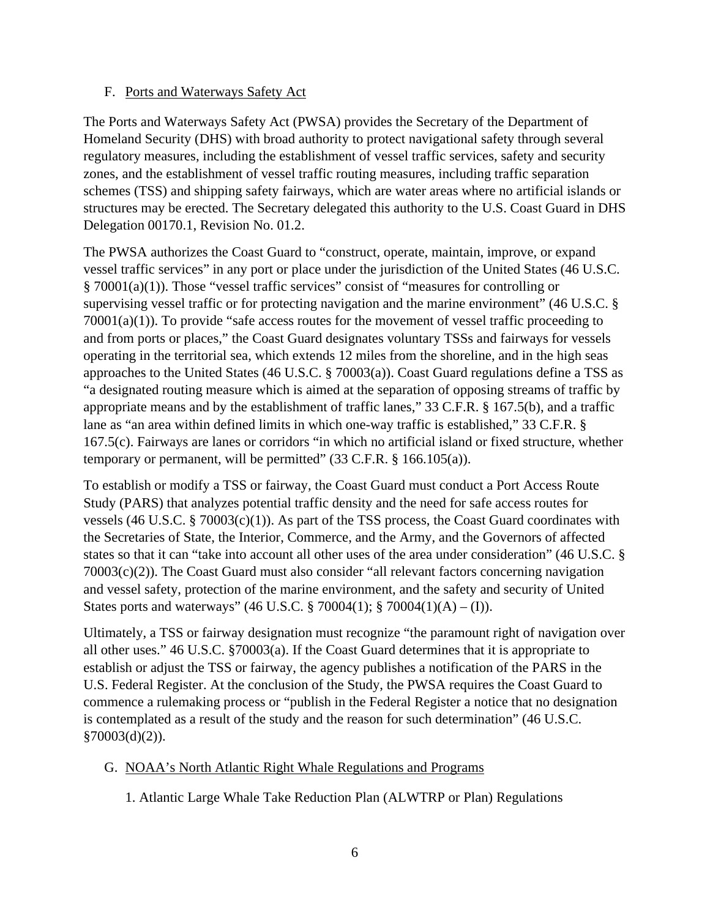### F. Ports and Waterways Safety Act

The Ports and Waterways Safety Act (PWSA) provides the Secretary of the Department of Homeland Security (DHS) with broad authority to protect navigational safety through several regulatory measures, including the establishment of vessel traffic services, safety and security zones, and the establishment of vessel traffic routing measures, including traffic separation schemes (TSS) and shipping safety fairways, which are water areas where no artificial islands or structures may be erected. The Secretary delegated this authority to the U.S. Coast Guard in DHS Delegation 00170.1, Revision No. 01.2.

The PWSA authorizes the Coast Guard to "construct, operate, maintain, improve, or expand vessel traffic services" in any port or place under the jurisdiction of the United States (46 U.S.C. § 70001(a)(1)). Those "vessel traffic services" consist of "measures for controlling or supervising vessel traffic or for protecting navigation and the marine environment" (46 U.S.C. § 70001(a)(1)). To provide "safe access routes for the movement of vessel traffic proceeding to and from ports or places," the Coast Guard designates voluntary TSSs and fairways for vessels operating in the territorial sea, which extends 12 miles from the shoreline, and in the high seas approaches to the United States (46 U.S.C. § 70003(a)). Coast Guard regulations define a TSS as "a designated routing measure which is aimed at the separation of opposing streams of traffic by appropriate means and by the establishment of traffic lanes," 33 C.F.R. § 167.5(b), and a traffic lane as "an area within defined limits in which one-way traffic is established," 33 C.F.R. § 167.5(c). Fairways are lanes or corridors "in which no artificial island or fixed structure, whether temporary or permanent, will be permitted" (33 C.F.R. § 166.105(a)).

To establish or modify a TSS or fairway, the Coast Guard must conduct a Port Access Route Study (PARS) that analyzes potential traffic density and the need for safe access routes for vessels (46 U.S.C. § 70003(c)(1)). As part of the TSS process, the Coast Guard coordinates with the Secretaries of State, the Interior, Commerce, and the Army, and the Governors of affected states so that it can "take into account all other uses of the area under consideration" (46 U.S.C. § 70003(c)(2)). The Coast Guard must also consider "all relevant factors concerning navigation and vessel safety, protection of the marine environment, and the safety and security of United States ports and waterways" (46 U.S.C. § 70004(1); § 70004(1)(A) – (I)).

Ultimately, a TSS or fairway designation must recognize "the paramount right of navigation over all other uses." 46 U.S.C. §70003(a). If the Coast Guard determines that it is appropriate to establish or adjust the TSS or fairway, the agency publishes a notification of the PARS in the U.S. Federal Register. At the conclusion of the Study, the PWSA requires the Coast Guard to commence a rulemaking process or "publish in the Federal Register a notice that no designation is contemplated as a result of the study and the reason for such determination" (46 U.S.C. §70003(d)(2)).

### G. NOAA's North Atlantic Right Whale Regulations and Programs

#### 1. Atlantic Large Whale Take Reduction Plan (ALWTRP or Plan) Regulations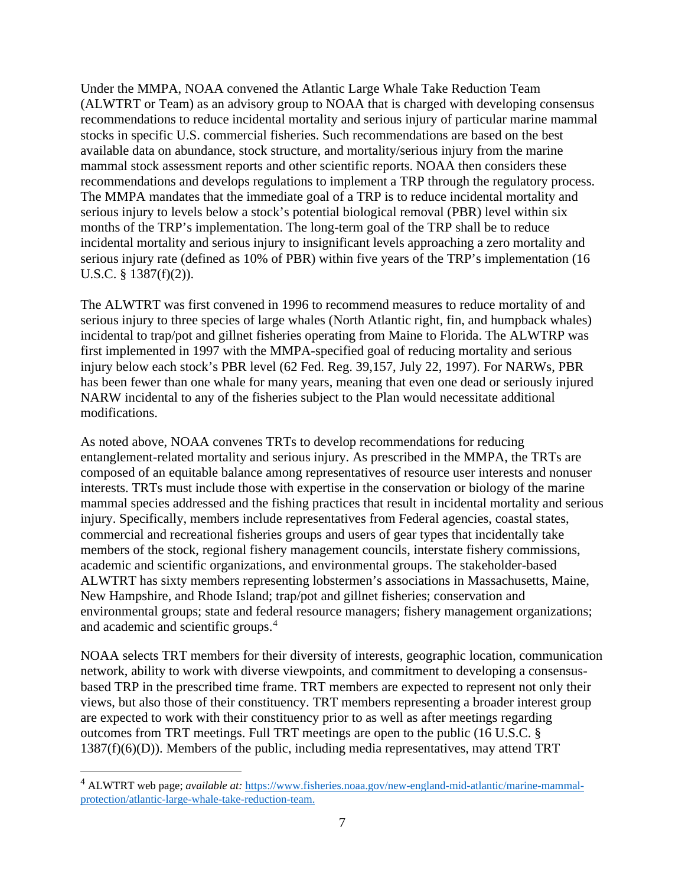Under the MMPA, NOAA convened the Atlantic Large Whale Take Reduction Team (ALWTRT or Team) as an advisory group to NOAA that is charged with developing consensus recommendations to reduce incidental mortality and serious injury of particular marine mammal stocks in specific U.S. commercial fisheries. Such recommendations are based on the best available data on abundance, stock structure, and mortality/serious injury from the marine mammal stock assessment reports and other scientific reports. NOAA then considers these recommendations and develops regulations to implement a TRP through the regulatory process. The MMPA mandates that the immediate goal of a TRP is to reduce incidental mortality and serious injury to levels below a stock's potential biological removal (PBR) level within six months of the TRP's implementation. The long-term goal of the TRP shall be to reduce incidental mortality and serious injury to insignificant levels approaching a zero mortality and serious injury rate (defined as 10% of PBR) within five years of the TRP's implementation (16 U.S.C. § 1387(f)(2)).

The ALWTRT was first convened in 1996 to recommend measures to reduce mortality of and serious injury to three species of large whales (North Atlantic right, fin, and humpback whales) incidental to trap/pot and gillnet fisheries operating from Maine to Florida. The ALWTRP was first implemented in 1997 with the MMPA-specified goal of reducing mortality and serious injury below each stock's PBR level (62 Fed. Reg. 39,157, July 22, 1997). For NARWs, PBR has been fewer than one whale for many years, meaning that even one dead or seriously injured NARW incidental to any of the fisheries subject to the Plan would necessitate additional modifications.

As noted above, NOAA convenes TRTs to develop recommendations for reducing entanglement-related mortality and serious injury. As prescribed in the MMPA, the TRTs are composed of an equitable balance among representatives of resource user interests and nonuser interests. TRTs must include those with expertise in the conservation or biology of the marine mammal species addressed and the fishing practices that result in incidental mortality and serious injury. Specifically, members include representatives from Federal agencies, coastal states, commercial and recreational fisheries groups and users of gear types that incidentally take members of the stock, regional fishery management councils, interstate fishery commissions, academic and scientific organizations, and environmental groups. The stakeholder-based ALWTRT has sixty members representing lobstermen's associations in Massachusetts, Maine, New Hampshire, and Rhode Island; trap/pot and gillnet fisheries; conservation and environmental groups; state and federal resource managers; fishery management organizations; and academic and scientific groups.[4]

NOAA selects TRT members for their diversity of interests, geographic location, communication network, ability to work with diverse viewpoints, and commitment to developing a consensus-based TRP in the prescribed time frame. TRT members are expected to represent not only their views, but also those of their constituency. TRT members representing a broader interest group are expected to work with their constituency prior to as well as after meetings regarding outcomes from TRT meetings. Full TRT meetings are open to the public (16 U.S.C. § 1387(f)(6)(D)). Members of the public, including media representatives, may attend TRT

---

[4] ALWTRT web page; *available at:* [https://www.fisheries.noaa.gov/new-england-mid-atlantic/marine-mammal-protection/atlantic-large-whale-take-reduction-team.](https://www.fisheries.noaa.gov/new-england-mid-atlantic/marine-mammal-protection/atlantic-large-whale-take-reduction-team)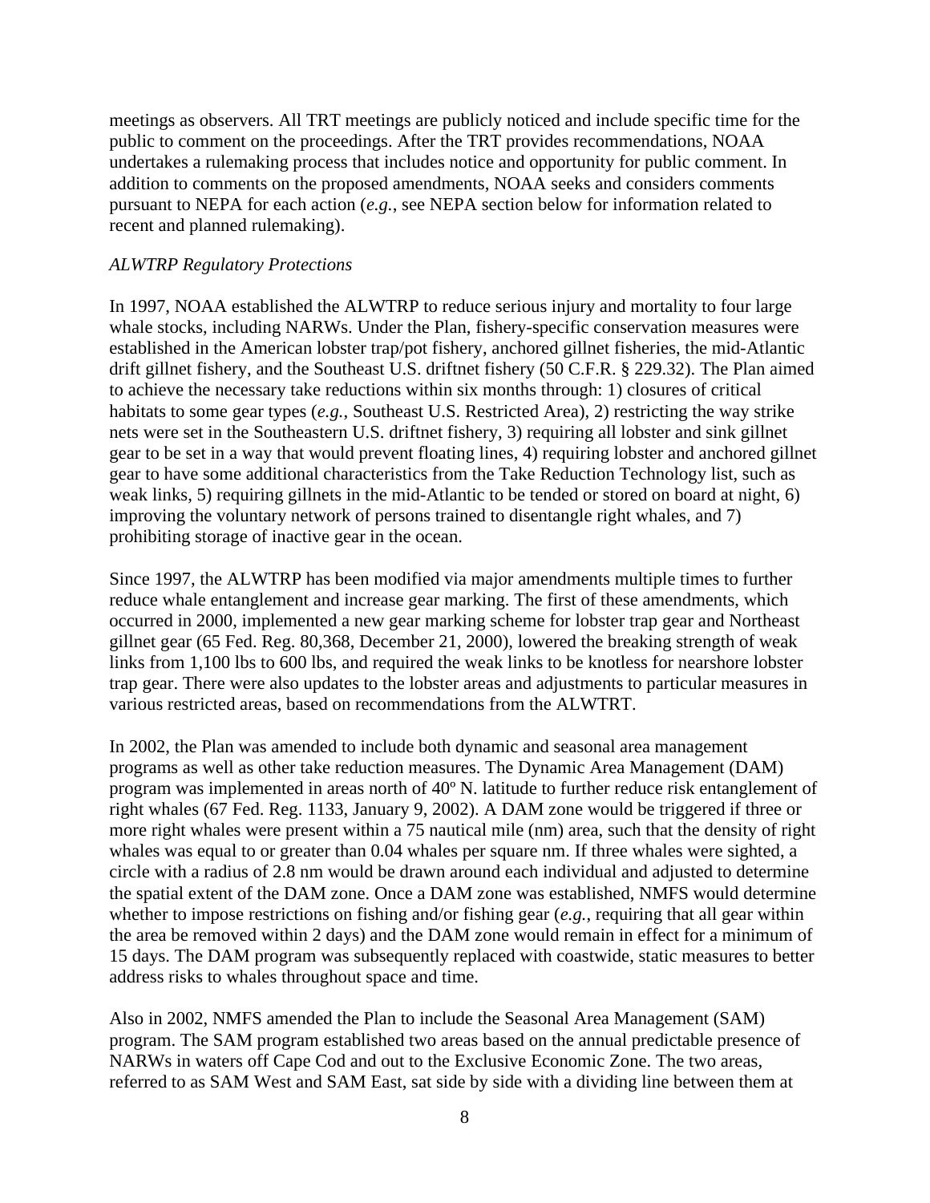meetings as observers. All TRT meetings are publicly noticed and include specific time for the public to comment on the proceedings. After the TRT provides recommendations, NOAA undertakes a rulemaking process that includes notice and opportunity for public comment. In addition to comments on the proposed amendments, NOAA seeks and considers comments pursuant to NEPA for each action (*e.g.*, see NEPA section below for information related to recent and planned rulemaking).

*ALWTRP Regulatory Protections*

In 1997, NOAA established the ALWTRP to reduce serious injury and mortality to four large whale stocks, including NARWs. Under the Plan, fishery-specific conservation measures were established in the American lobster trap/pot fishery, anchored gillnet fisheries, the mid-Atlantic drift gillnet fishery, and the Southeast U.S. driftnet fishery (50 C.F.R. § 229.32). The Plan aimed to achieve the necessary take reductions within six months through: 1) closures of critical habitats to some gear types (*e.g.*, Southeast U.S. Restricted Area), 2) restricting the way strike nets were set in the Southeastern U.S. driftnet fishery, 3) requiring all lobster and sink gillnet gear to be set in a way that would prevent floating lines, 4) requiring lobster and anchored gillnet gear to have some additional characteristics from the Take Reduction Technology list, such as weak links, 5) requiring gillnets in the mid-Atlantic to be tended or stored on board at night, 6) improving the voluntary network of persons trained to disentangle right whales, and 7) prohibiting storage of inactive gear in the ocean.

Since 1997, the ALWTRP has been modified via major amendments multiple times to further reduce whale entanglement and increase gear marking. The first of these amendments, which occurred in 2000, implemented a new gear marking scheme for lobster trap gear and Northeast gillnet gear (65 Fed. Reg. 80,368, December 21, 2000), lowered the breaking strength of weak links from 1,100 lbs to 600 lbs, and required the weak links to be knotless for nearshore lobster trap gear. There were also updates to the lobster areas and adjustments to particular measures in various restricted areas, based on recommendations from the ALWTRT.

In 2002, the Plan was amended to include both dynamic and seasonal area management programs as well as other take reduction measures. The Dynamic Area Management (DAM) program was implemented in areas north of 40º N. latitude to further reduce risk entanglement of right whales (67 Fed. Reg. 1133, January 9, 2002). A DAM zone would be triggered if three or more right whales were present within a 75 nautical mile (nm) area, such that the density of right whales was equal to or greater than 0.04 whales per square nm. If three whales were sighted, a circle with a radius of 2.8 nm would be drawn around each individual and adjusted to determine the spatial extent of the DAM zone. Once a DAM zone was established, NMFS would determine whether to impose restrictions on fishing and/or fishing gear (*e.g.*, requiring that all gear within the area be removed within 2 days) and the DAM zone would remain in effect for a minimum of 15 days. The DAM program was subsequently replaced with coastwide, static measures to better address risks to whales throughout space and time.

Also in 2002, NMFS amended the Plan to include the Seasonal Area Management (SAM) program. The SAM program established two areas based on the annual predictable presence of NARWs in waters off Cape Cod and out to the Exclusive Economic Zone. The two areas, referred to as SAM West and SAM East, sat side by side with a dividing line between them at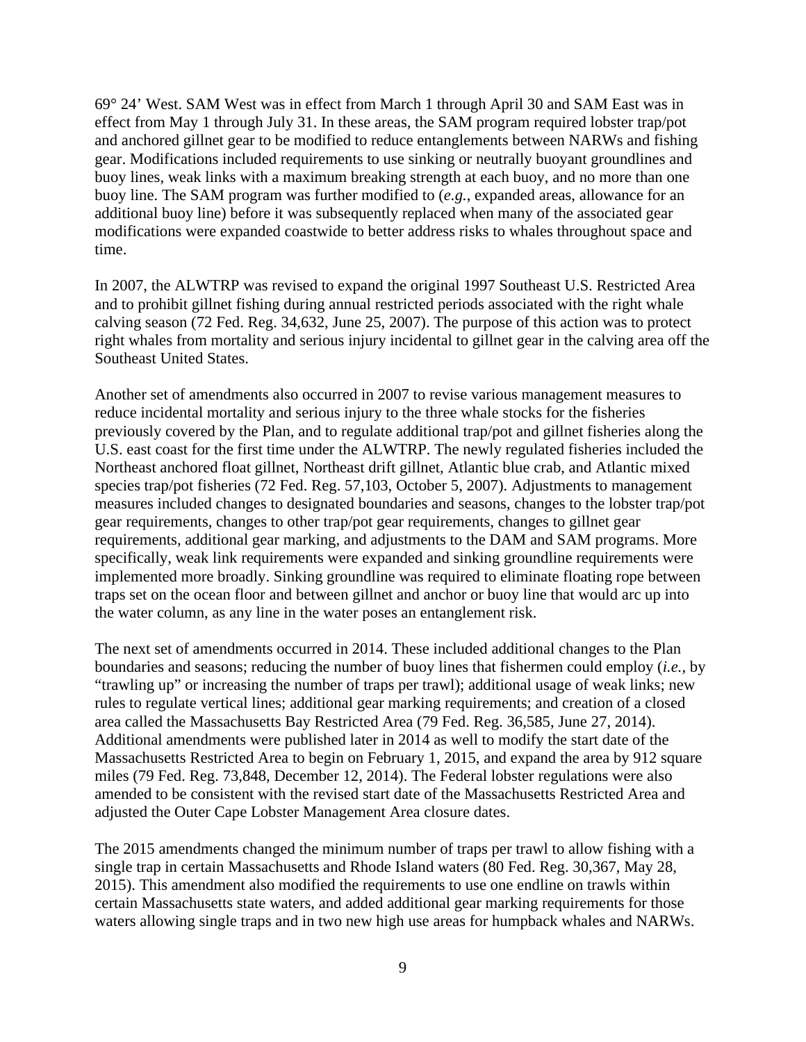69° 24' West. SAM West was in effect from March 1 through April 30 and SAM East was in effect from May 1 through July 31. In these areas, the SAM program required lobster trap/pot and anchored gillnet gear to be modified to reduce entanglements between NARWs and fishing gear. Modifications included requirements to use sinking or neutrally buoyant groundlines and buoy lines, weak links with a maximum breaking strength at each buoy, and no more than one buoy line. The SAM program was further modified to (*e.g.*, expanded areas, allowance for an additional buoy line) before it was subsequently replaced when many of the associated gear modifications were expanded coastwide to better address risks to whales throughout space and time.

In 2007, the ALWTRP was revised to expand the original 1997 Southeast U.S. Restricted Area and to prohibit gillnet fishing during annual restricted periods associated with the right whale calving season (72 Fed. Reg. 34,632, June 25, 2007). The purpose of this action was to protect right whales from mortality and serious injury incidental to gillnet gear in the calving area off the Southeast United States.

Another set of amendments also occurred in 2007 to revise various management measures to reduce incidental mortality and serious injury to the three whale stocks for the fisheries previously covered by the Plan, and to regulate additional trap/pot and gillnet fisheries along the U.S. east coast for the first time under the ALWTRP. The newly regulated fisheries included the Northeast anchored float gillnet, Northeast drift gillnet, Atlantic blue crab, and Atlantic mixed species trap/pot fisheries (72 Fed. Reg. 57,103, October 5, 2007). Adjustments to management measures included changes to designated boundaries and seasons, changes to the lobster trap/pot gear requirements, changes to other trap/pot gear requirements, changes to gillnet gear requirements, additional gear marking, and adjustments to the DAM and SAM programs. More specifically, weak link requirements were expanded and sinking groundline requirements were implemented more broadly. Sinking groundline was required to eliminate floating rope between traps set on the ocean floor and between gillnet and anchor or buoy line that would arc up into the water column, as any line in the water poses an entanglement risk.

The next set of amendments occurred in 2014. These included additional changes to the Plan boundaries and seasons; reducing the number of buoy lines that fishermen could employ (*i.e.*, by "trawling up" or increasing the number of traps per trawl); additional usage of weak links; new rules to regulate vertical lines; additional gear marking requirements; and creation of a closed area called the Massachusetts Bay Restricted Area (79 Fed. Reg. 36,585, June 27, 2014). Additional amendments were published later in 2014 as well to modify the start date of the Massachusetts Restricted Area to begin on February 1, 2015, and expand the area by 912 square miles (79 Fed. Reg. 73,848, December 12, 2014). The Federal lobster regulations were also amended to be consistent with the revised start date of the Massachusetts Restricted Area and adjusted the Outer Cape Lobster Management Area closure dates.

The 2015 amendments changed the minimum number of traps per trawl to allow fishing with a single trap in certain Massachusetts and Rhode Island waters (80 Fed. Reg. 30,367, May 28, 2015). This amendment also modified the requirements to use one endline on trawls within certain Massachusetts state waters, and added additional gear marking requirements for those waters allowing single traps and in two new high use areas for humpback whales and NARWs.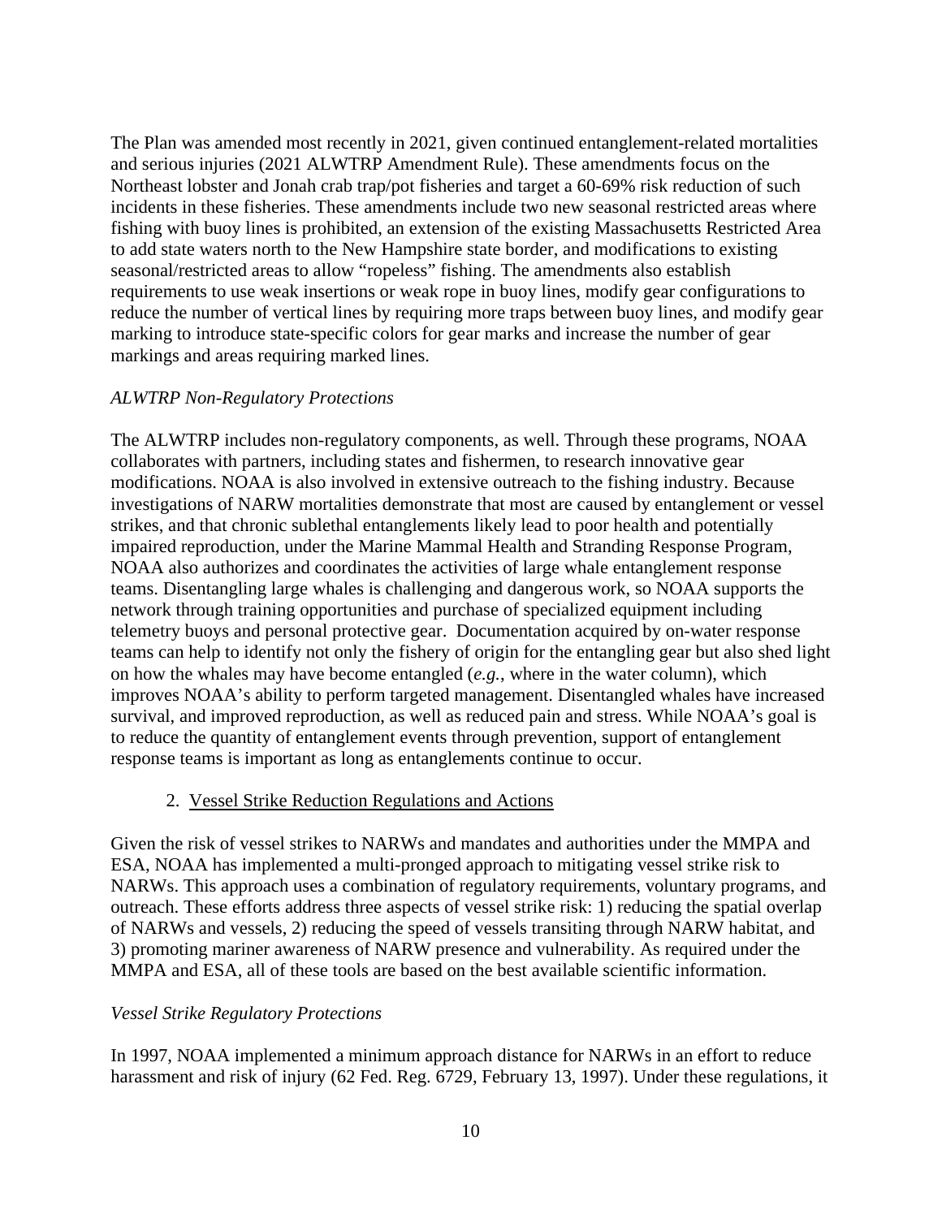The Plan was amended most recently in 2021, given continued entanglement-related mortalities and serious injuries (2021 ALWTRP Amendment Rule). These amendments focus on the Northeast lobster and Jonah crab trap/pot fisheries and target a 60-69% risk reduction of such incidents in these fisheries. These amendments include two new seasonal restricted areas where fishing with buoy lines is prohibited, an extension of the existing Massachusetts Restricted Area to add state waters north to the New Hampshire state border, and modifications to existing seasonal/restricted areas to allow "ropeless" fishing. The amendments also establish requirements to use weak insertions or weak rope in buoy lines, modify gear configurations to reduce the number of vertical lines by requiring more traps between buoy lines, and modify gear marking to introduce state-specific colors for gear marks and increase the number of gear markings and areas requiring marked lines.

*ALWTRP Non-Regulatory Protections*

The ALWTRP includes non-regulatory components, as well. Through these programs, NOAA collaborates with partners, including states and fishermen, to research innovative gear modifications. NOAA is also involved in extensive outreach to the fishing industry. Because investigations of NARW mortalities demonstrate that most are caused by entanglement or vessel strikes, and that chronic sublethal entanglements likely lead to poor health and potentially impaired reproduction, under the Marine Mammal Health and Stranding Response Program, NOAA also authorizes and coordinates the activities of large whale entanglement response teams. Disentangling large whales is challenging and dangerous work, so NOAA supports the network through training opportunities and purchase of specialized equipment including telemetry buoys and personal protective gear. Documentation acquired by on-water response teams can help to identify not only the fishery of origin for the entangling gear but also shed light on how the whales may have become entangled (*e.g.*, where in the water column), which improves NOAA's ability to perform targeted management. Disentangled whales have increased survival, and improved reproduction, as well as reduced pain and stress. While NOAA's goal is to reduce the quantity of entanglement events through prevention, support of entanglement response teams is important as long as entanglements continue to occur.

2. Vessel Strike Reduction Regulations and Actions

Given the risk of vessel strikes to NARWs and mandates and authorities under the MMPA and ESA, NOAA has implemented a multi-pronged approach to mitigating vessel strike risk to NARWs. This approach uses a combination of regulatory requirements, voluntary programs, and outreach. These efforts address three aspects of vessel strike risk: 1) reducing the spatial overlap of NARWs and vessels, 2) reducing the speed of vessels transiting through NARW habitat, and 3) promoting mariner awareness of NARW presence and vulnerability. As required under the MMPA and ESA, all of these tools are based on the best available scientific information.

*Vessel Strike Regulatory Protections*

In 1997, NOAA implemented a minimum approach distance for NARWs in an effort to reduce harassment and risk of injury (62 Fed. Reg. 6729, February 13, 1997). Under these regulations, it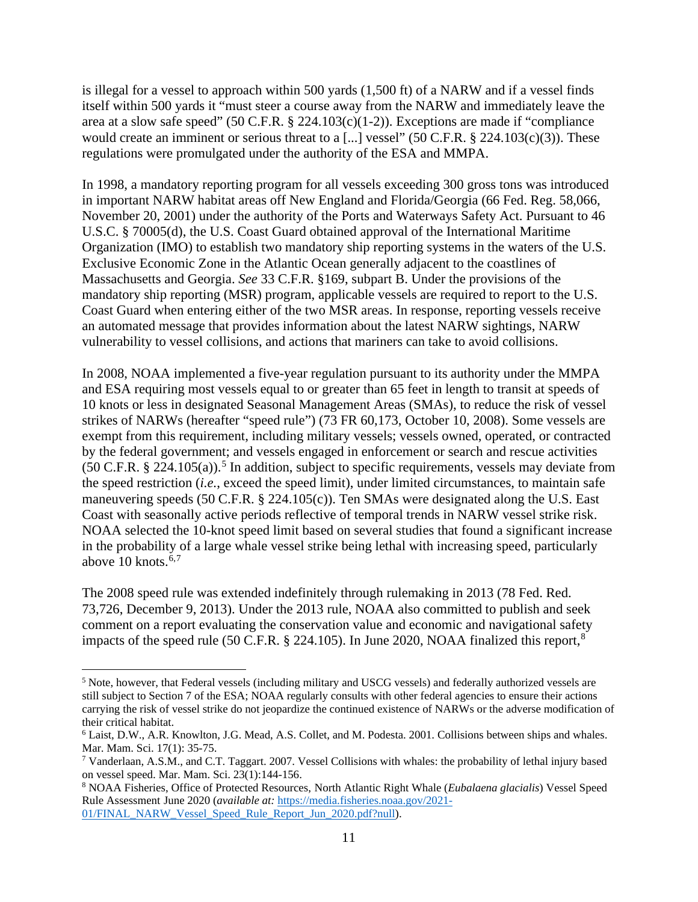is illegal for a vessel to approach within 500 yards (1,500 ft) of a NARW and if a vessel finds itself within 500 yards it "must steer a course away from the NARW and immediately leave the area at a slow safe speed" (50 C.F.R. § 224.103(c)(1-2)). Exceptions are made if "compliance would create an imminent or serious threat to a [...] vessel" (50 C.F.R. § 224.103(c)(3)). These regulations were promulgated under the authority of the ESA and MMPA.

In 1998, a mandatory reporting program for all vessels exceeding 300 gross tons was introduced in important NARW habitat areas off New England and Florida/Georgia (66 Fed. Reg. 58,066, November 20, 2001) under the authority of the Ports and Waterways Safety Act. Pursuant to 46 U.S.C. § 70005(d), the U.S. Coast Guard obtained approval of the International Maritime Organization (IMO) to establish two mandatory ship reporting systems in the waters of the U.S. Exclusive Economic Zone in the Atlantic Ocean generally adjacent to the coastlines of Massachusetts and Georgia. *See* 33 C.F.R. §169, subpart B. Under the provisions of the mandatory ship reporting (MSR) program, applicable vessels are required to report to the U.S. Coast Guard when entering either of the two MSR areas. In response, reporting vessels receive an automated message that provides information about the latest NARW sightings, NARW vulnerability to vessel collisions, and actions that mariners can take to avoid collisions.

In 2008, NOAA implemented a five-year regulation pursuant to its authority under the MMPA and ESA requiring most vessels equal to or greater than 65 feet in length to transit at speeds of 10 knots or less in designated Seasonal Management Areas (SMAs), to reduce the risk of vessel strikes of NARWs (hereafter "speed rule") (73 FR 60,173, October 10, 2008). Some vessels are exempt from this requirement, including military vessels; vessels owned, operated, or contracted by the federal government; and vessels engaged in enforcement or search and rescue activities (50 C.F.R. § 224.105(a)).[5] In addition, subject to specific requirements, vessels may deviate from the speed restriction (*i.e.*, exceed the speed limit), under limited circumstances, to maintain safe maneuvering speeds (50 C.F.R. § 224.105(c)). Ten SMAs were designated along the U.S. East Coast with seasonally active periods reflective of temporal trends in NARW vessel strike risk. NOAA selected the 10-knot speed limit based on several studies that found a significant increase in the probability of a large whale vessel strike being lethal with increasing speed, particularly above 10 knots.[6,7]

The 2008 speed rule was extended indefinitely through rulemaking in 2013 (78 Fed. Red. 73,726, December 9, 2013). Under the 2013 rule, NOAA also committed to publish and seek comment on a report evaluating the conservation value and economic and navigational safety impacts of the speed rule (50 C.F.R. § 224.105). In June 2020, NOAA finalized this report,[8]

---

[5] Note, however, that Federal vessels (including military and USCG vessels) and federally authorized vessels are still subject to Section 7 of the ESA; NOAA regularly consults with other federal agencies to ensure their actions carrying the risk of vessel strike do not jeopardize the continued existence of NARWs or the adverse modification of their critical habitat.

[6] Laist, D.W., A.R. Knowlton, J.G. Mead, A.S. Collet, and M. Podesta. 2001. Collisions between ships and whales. Mar. Mam. Sci. 17(1): 35-75.

[7] Vanderlaan, A.S.M., and C.T. Taggart. 2007. Vessel Collisions with whales: the probability of lethal injury based on vessel speed. Mar. Mam. Sci. 23(1):144-156.

[8] NOAA Fisheries, Office of Protected Resources, North Atlantic Right Whale (*Eubalaena glacialis*) Vessel Speed Rule Assessment June 2020 (*available at:* https://media.fisheries.noaa.gov/2021-01/FINAL_NARW_Vessel_Speed_Rule_Report_Jun_2020.pdf?null).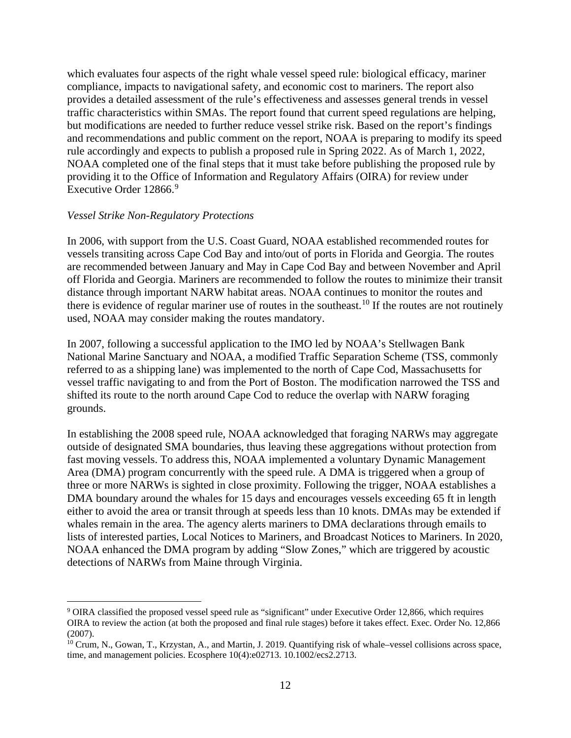which evaluates four aspects of the right whale vessel speed rule: biological efficacy, mariner compliance, impacts to navigational safety, and economic cost to mariners. The report also provides a detailed assessment of the rule's effectiveness and assesses general trends in vessel traffic characteristics within SMAs. The report found that current speed regulations are helping, but modifications are needed to further reduce vessel strike risk. Based on the report's findings and recommendations and public comment on the report, NOAA is preparing to modify its speed rule accordingly and expects to publish a proposed rule in Spring 2022. As of March 1, 2022, NOAA completed one of the final steps that it must take before publishing the proposed rule by providing it to the Office of Information and Regulatory Affairs (OIRA) for review under Executive Order 12866.[9]

*Vessel Strike Non-Regulatory Protections*

In 2006, with support from the U.S. Coast Guard, NOAA established recommended routes for vessels transiting across Cape Cod Bay and into/out of ports in Florida and Georgia. The routes are recommended between January and May in Cape Cod Bay and between November and April off Florida and Georgia. Mariners are recommended to follow the routes to minimize their transit distance through important NARW habitat areas. NOAA continues to monitor the routes and there is evidence of regular mariner use of routes in the southeast.[10] If the routes are not routinely used, NOAA may consider making the routes mandatory.

In 2007, following a successful application to the IMO led by NOAA's Stellwagen Bank National Marine Sanctuary and NOAA, a modified Traffic Separation Scheme (TSS, commonly referred to as a shipping lane) was implemented to the north of Cape Cod, Massachusetts for vessel traffic navigating to and from the Port of Boston. The modification narrowed the TSS and shifted its route to the north around Cape Cod to reduce the overlap with NARW foraging grounds.

In establishing the 2008 speed rule, NOAA acknowledged that foraging NARWs may aggregate outside of designated SMA boundaries, thus leaving these aggregations without protection from fast moving vessels. To address this, NOAA implemented a voluntary Dynamic Management Area (DMA) program concurrently with the speed rule. A DMA is triggered when a group of three or more NARWs is sighted in close proximity. Following the trigger, NOAA establishes a DMA boundary around the whales for 15 days and encourages vessels exceeding 65 ft in length either to avoid the area or transit through at speeds less than 10 knots. DMAs may be extended if whales remain in the area. The agency alerts mariners to DMA declarations through emails to lists of interested parties, Local Notices to Mariners, and Broadcast Notices to Mariners. In 2020, NOAA enhanced the DMA program by adding "Slow Zones," which are triggered by acoustic detections of NARWs from Maine through Virginia.

---

[9] OIRA classified the proposed vessel speed rule as "significant" under Executive Order 12,866, which requires OIRA to review the action (at both the proposed and final rule stages) before it takes effect. Exec. Order No. 12,866 (2007).

[10] Crum, N., Gowan, T., Krzystan, A., and Martin, J. 2019. Quantifying risk of whale–vessel collisions across space, time, and management policies. Ecosphere 10(4):e02713. 10.1002/ecs2.2713.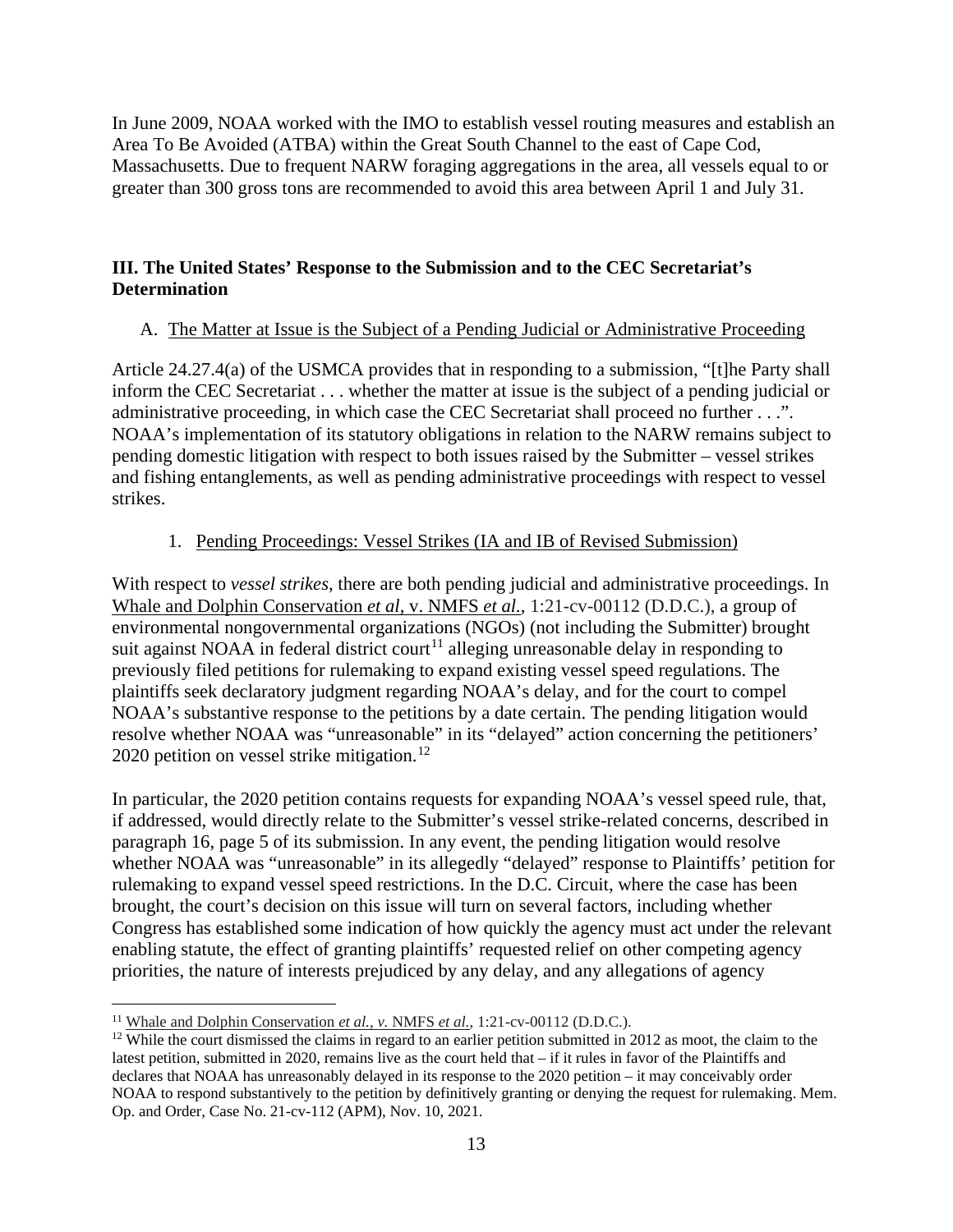In June 2009, NOAA worked with the IMO to establish vessel routing measures and establish an Area To Be Avoided (ATBA) within the Great South Channel to the east of Cape Cod, Massachusetts. Due to frequent NARW foraging aggregations in the area, all vessels equal to or greater than 300 gross tons are recommended to avoid this area between April 1 and July 31.

## III. The United States' Response to the Submission and to the CEC Secretariat's Determination

### A. The Matter at Issue is the Subject of a Pending Judicial or Administrative Proceeding

Article 24.27.4(a) of the USMCA provides that in responding to a submission, "[t]he Party shall inform the CEC Secretariat . . . whether the matter at issue is the subject of a pending judicial or administrative proceeding, in which case the CEC Secretariat shall proceed no further . . .". NOAA's implementation of its statutory obligations in relation to the NARW remains subject to pending domestic litigation with respect to both issues raised by the Submitter – vessel strikes and fishing entanglements, as well as pending administrative proceedings with respect to vessel strikes.

#### 1. Pending Proceedings: Vessel Strikes (IA and IB of Revised Submission)

With respect to *vessel strikes*, there are both pending judicial and administrative proceedings. In Whale and Dolphin Conservation *et al*, v. NMFS *et al.*, 1:21-cv-00112 (D.D.C.), a group of environmental nongovernmental organizations (NGOs) (not including the Submitter) brought suit against NOAA in federal district court[11] alleging unreasonable delay in responding to previously filed petitions for rulemaking to expand existing vessel speed regulations. The plaintiffs seek declaratory judgment regarding NOAA's delay, and for the court to compel NOAA's substantive response to the petitions by a date certain. The pending litigation would resolve whether NOAA was "unreasonable" in its "delayed" action concerning the petitioners' 2020 petition on vessel strike mitigation.[12]

In particular, the 2020 petition contains requests for expanding NOAA's vessel speed rule, that, if addressed, would directly relate to the Submitter's vessel strike-related concerns, described in paragraph 16, page 5 of its submission. In any event, the pending litigation would resolve whether NOAA was "unreasonable" in its allegedly "delayed" response to Plaintiffs' petition for rulemaking to expand vessel speed restrictions. In the D.C. Circuit, where the case has been brought, the court's decision on this issue will turn on several factors, including whether Congress has established some indication of how quickly the agency must act under the relevant enabling statute, the effect of granting plaintiffs' requested relief on other competing agency priorities, the nature of interests prejudiced by any delay, and any allegations of agency

---

[11] Whale and Dolphin Conservation *et al., v.* NMFS *et al.,* 1:21-cv-00112 (D.D.C.).

[12] While the court dismissed the claims in regard to an earlier petition submitted in 2012 as moot, the claim to the latest petition, submitted in 2020, remains live as the court held that – if it rules in favor of the Plaintiffs and declares that NOAA has unreasonably delayed in its response to the 2020 petition – it may conceivably order NOAA to respond substantively to the petition by definitively granting or denying the request for rulemaking. Mem. Op. and Order, Case No. 21-cv-112 (APM), Nov. 10, 2021.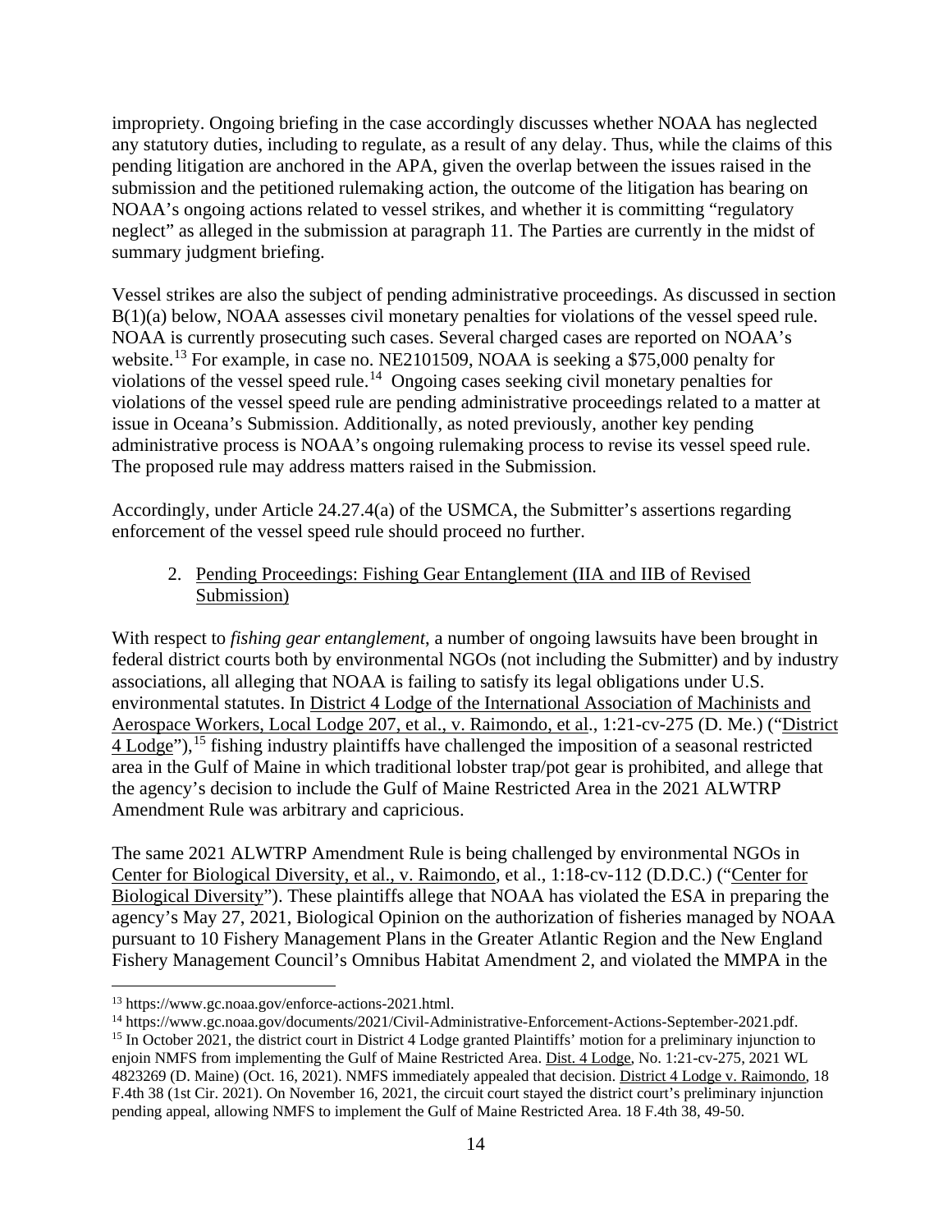impropriety. Ongoing briefing in the case accordingly discusses whether NOAA has neglected any statutory duties, including to regulate, as a result of any delay. Thus, while the claims of this pending litigation are anchored in the APA, given the overlap between the issues raised in the submission and the petitioned rulemaking action, the outcome of the litigation has bearing on NOAA's ongoing actions related to vessel strikes, and whether it is committing "regulatory neglect" as alleged in the submission at paragraph 11. The Parties are currently in the midst of summary judgment briefing.

Vessel strikes are also the subject of pending administrative proceedings. As discussed in section B(1)(a) below, NOAA assesses civil monetary penalties for violations of the vessel speed rule. NOAA is currently prosecuting such cases. Several charged cases are reported on NOAA's website.[13] For example, in case no. NE2101509, NOAA is seeking a $75,000 penalty for violations of the vessel speed rule.[14] Ongoing cases seeking civil monetary penalties for violations of the vessel speed rule are pending administrative proceedings related to a matter at issue in Oceana's Submission. Additionally, as noted previously, another key pending administrative process is NOAA's ongoing rulemaking process to revise its vessel speed rule. The proposed rule may address matters raised in the Submission.

Accordingly, under Article 24.27.4(a) of the USMCA, the Submitter's assertions regarding enforcement of the vessel speed rule should proceed no further.

2. Pending Proceedings: Fishing Gear Entanglement (IIA and IIB of Revised Submission)

With respect to *fishing gear entanglement*, a number of ongoing lawsuits have been brought in federal district courts both by environmental NGOs (not including the Submitter) and by industry associations, all alleging that NOAA is failing to satisfy its legal obligations under U.S. environmental statutes. In District 4 Lodge of the International Association of Machinists and Aerospace Workers, Local Lodge 207, et al., v. Raimondo, et al., 1:21-cv-275 (D. Me.) ("District 4 Lodge"),[15] fishing industry plaintiffs have challenged the imposition of a seasonal restricted area in the Gulf of Maine in which traditional lobster trap/pot gear is prohibited, and allege that the agency's decision to include the Gulf of Maine Restricted Area in the 2021 ALWTRP Amendment Rule was arbitrary and capricious.

The same 2021 ALWTRP Amendment Rule is being challenged by environmental NGOs in Center for Biological Diversity, et al., v. Raimondo, et al., 1:18-cv-112 (D.D.C.) ("Center for Biological Diversity"). These plaintiffs allege that NOAA has violated the ESA in preparing the agency's May 27, 2021, Biological Opinion on the authorization of fisheries managed by NOAA pursuant to 10 Fishery Management Plans in the Greater Atlantic Region and the New England Fishery Management Council's Omnibus Habitat Amendment 2, and violated the MMPA in the

---

[13] https://www.gc.noaa.gov/enforce-actions-2021.html.

[14] https://www.gc.noaa.gov/documents/2021/Civil-Administrative-Enforcement-Actions-September-2021.pdf.

[15] In October 2021, the district court in District 4 Lodge granted Plaintiffs' motion for a preliminary injunction to enjoin NMFS from implementing the Gulf of Maine Restricted Area. Dist. 4 Lodge, No. 1:21-cv-275, 2021 WL 4823269 (D. Maine) (Oct. 16, 2021). NMFS immediately appealed that decision. District 4 Lodge v. Raimondo, 18 F.4th 38 (1st Cir. 2021). On November 16, 2021, the circuit court stayed the district court's preliminary injunction pending appeal, allowing NMFS to implement the Gulf of Maine Restricted Area. 18 F.4th 38, 49-50.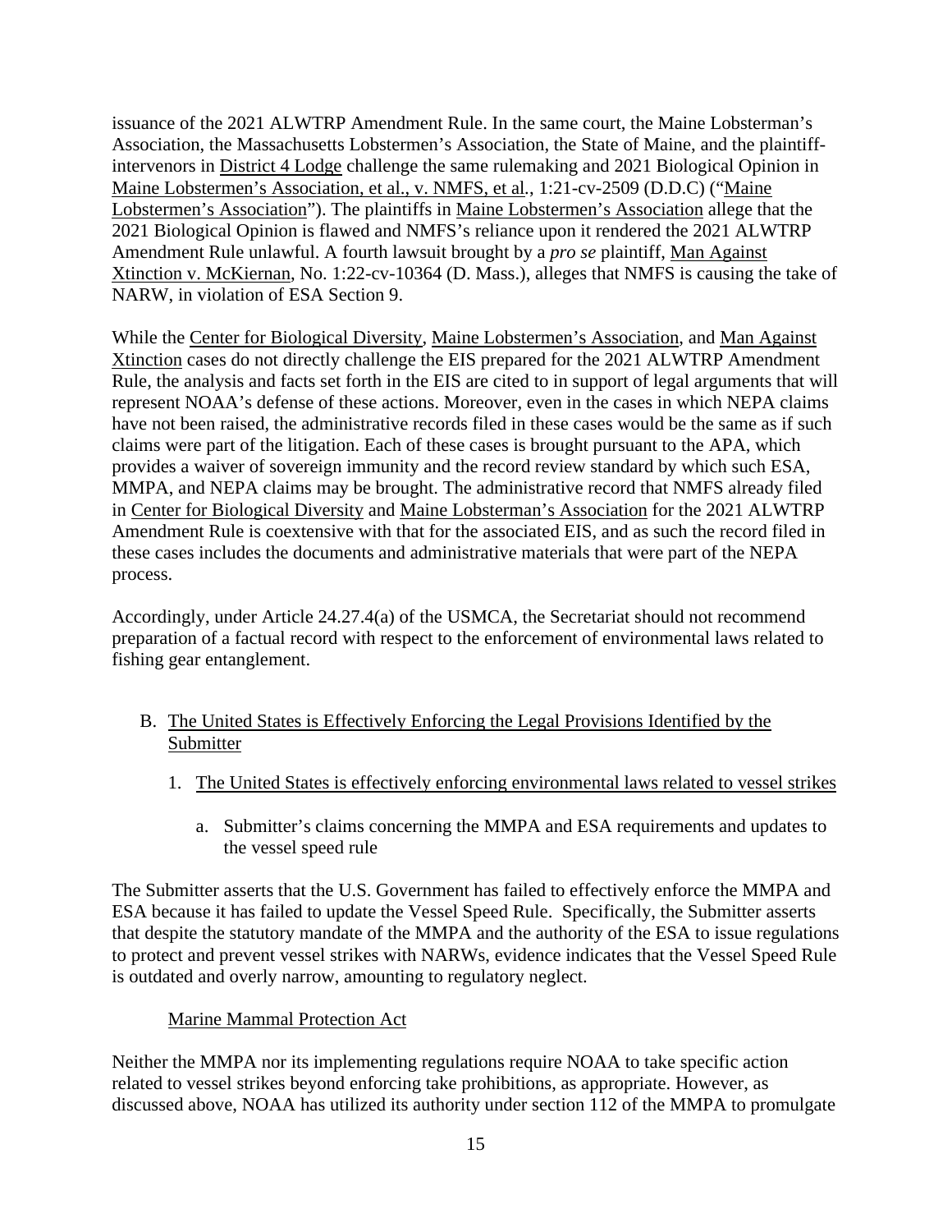issuance of the 2021 ALWTRP Amendment Rule. In the same court, the Maine Lobsterman's Association, the Massachusetts Lobstermen's Association, the State of Maine, and the plaintiff-intervenors in District 4 Lodge challenge the same rulemaking and 2021 Biological Opinion in Maine Lobstermen's Association, et al., v. NMFS, et al., 1:21-cv-2509 (D.D.C) ("Maine Lobstermen's Association"). The plaintiffs in Maine Lobstermen's Association allege that the 2021 Biological Opinion is flawed and NMFS's reliance upon it rendered the 2021 ALWTRP Amendment Rule unlawful. A fourth lawsuit brought by a *pro se* plaintiff, Man Against Xtinction v. McKiernan, No. 1:22-cv-10364 (D. Mass.), alleges that NMFS is causing the take of NARW, in violation of ESA Section 9.

While the Center for Biological Diversity, Maine Lobstermen's Association, and Man Against Xtinction cases do not directly challenge the EIS prepared for the 2021 ALWTRP Amendment Rule, the analysis and facts set forth in the EIS are cited to in support of legal arguments that will represent NOAA's defense of these actions. Moreover, even in the cases in which NEPA claims have not been raised, the administrative records filed in these cases would be the same as if such claims were part of the litigation. Each of these cases is brought pursuant to the APA, which provides a waiver of sovereign immunity and the record review standard by which such ESA, MMPA, and NEPA claims may be brought. The administrative record that NMFS already filed in Center for Biological Diversity and Maine Lobsterman's Association for the 2021 ALWTRP Amendment Rule is coextensive with that for the associated EIS, and as such the record filed in these cases includes the documents and administrative materials that were part of the NEPA process.

Accordingly, under Article 24.27.4(a) of the USMCA, the Secretariat should not recommend preparation of a factual record with respect to the enforcement of environmental laws related to fishing gear entanglement.

## B. The United States is Effectively Enforcing the Legal Provisions Identified by the Submitter

### 1. The United States is effectively enforcing environmental laws related to vessel strikes

#### a. Submitter's claims concerning the MMPA and ESA requirements and updates to the vessel speed rule

The Submitter asserts that the U.S. Government has failed to effectively enforce the MMPA and ESA because it has failed to update the Vessel Speed Rule. Specifically, the Submitter asserts that despite the statutory mandate of the MMPA and the authority of the ESA to issue regulations to protect and prevent vessel strikes with NARWs, evidence indicates that the Vessel Speed Rule is outdated and overly narrow, amounting to regulatory neglect.

Marine Mammal Protection Act

Neither the MMPA nor its implementing regulations require NOAA to take specific action related to vessel strikes beyond enforcing take prohibitions, as appropriate. However, as discussed above, NOAA has utilized its authority under section 112 of the MMPA to promulgate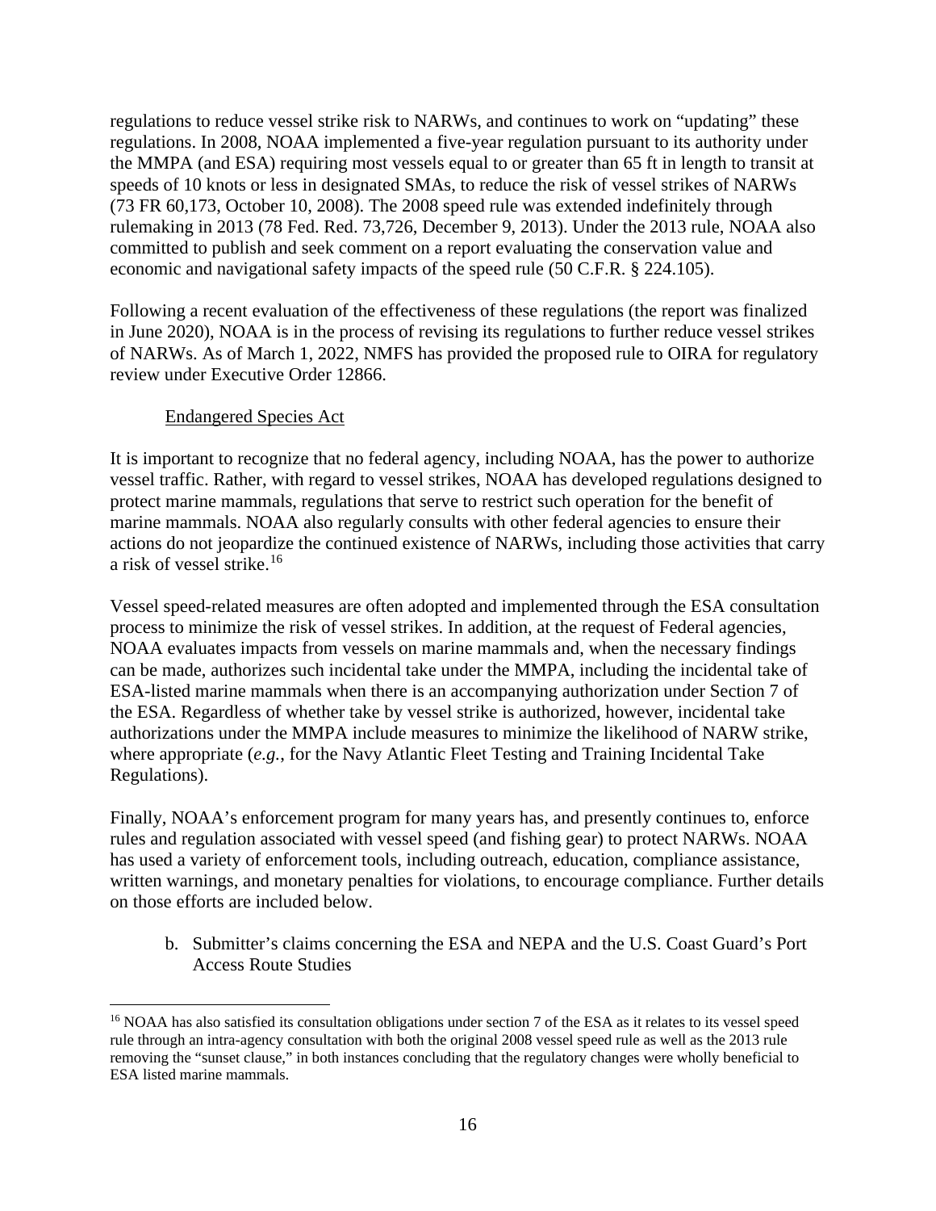regulations to reduce vessel strike risk to NARWs, and continues to work on "updating" these regulations. In 2008, NOAA implemented a five-year regulation pursuant to its authority under the MMPA (and ESA) requiring most vessels equal to or greater than 65 ft in length to transit at speeds of 10 knots or less in designated SMAs, to reduce the risk of vessel strikes of NARWs (73 FR 60,173, October 10, 2008). The 2008 speed rule was extended indefinitely through rulemaking in 2013 (78 Fed. Red. 73,726, December 9, 2013). Under the 2013 rule, NOAA also committed to publish and seek comment on a report evaluating the conservation value and economic and navigational safety impacts of the speed rule (50 C.F.R. § 224.105).

Following a recent evaluation of the effectiveness of these regulations (the report was finalized in June 2020), NOAA is in the process of revising its regulations to further reduce vessel strikes of NARWs. As of March 1, 2022, NMFS has provided the proposed rule to OIRA for regulatory review under Executive Order 12866.

<u>Endangered Species Act</u>

It is important to recognize that no federal agency, including NOAA, has the power to authorize vessel traffic. Rather, with regard to vessel strikes, NOAA has developed regulations designed to protect marine mammals, regulations that serve to restrict such operation for the benefit of marine mammals. NOAA also regularly consults with other federal agencies to ensure their actions do not jeopardize the continued existence of NARWs, including those activities that carry a risk of vessel strike.[16]

Vessel speed-related measures are often adopted and implemented through the ESA consultation process to minimize the risk of vessel strikes. In addition, at the request of Federal agencies, NOAA evaluates impacts from vessels on marine mammals and, when the necessary findings can be made, authorizes such incidental take under the MMPA, including the incidental take of ESA-listed marine mammals when there is an accompanying authorization under Section 7 of the ESA. Regardless of whether take by vessel strike is authorized, however, incidental take authorizations under the MMPA include measures to minimize the likelihood of NARW strike, where appropriate (*e.g.*, for the Navy Atlantic Fleet Testing and Training Incidental Take Regulations).

Finally, NOAA's enforcement program for many years has, and presently continues to, enforce rules and regulation associated with vessel speed (and fishing gear) to protect NARWs. NOAA has used a variety of enforcement tools, including outreach, education, compliance assistance, written warnings, and monetary penalties for violations, to encourage compliance. Further details on those efforts are included below.

b. Submitter's claims concerning the ESA and NEPA and the U.S. Coast Guard's Port Access Route Studies

[16] NOAA has also satisfied its consultation obligations under section 7 of the ESA as it relates to its vessel speed rule through an intra-agency consultation with both the original 2008 vessel speed rule as well as the 2013 rule removing the "sunset clause," in both instances concluding that the regulatory changes were wholly beneficial to ESA listed marine mammals.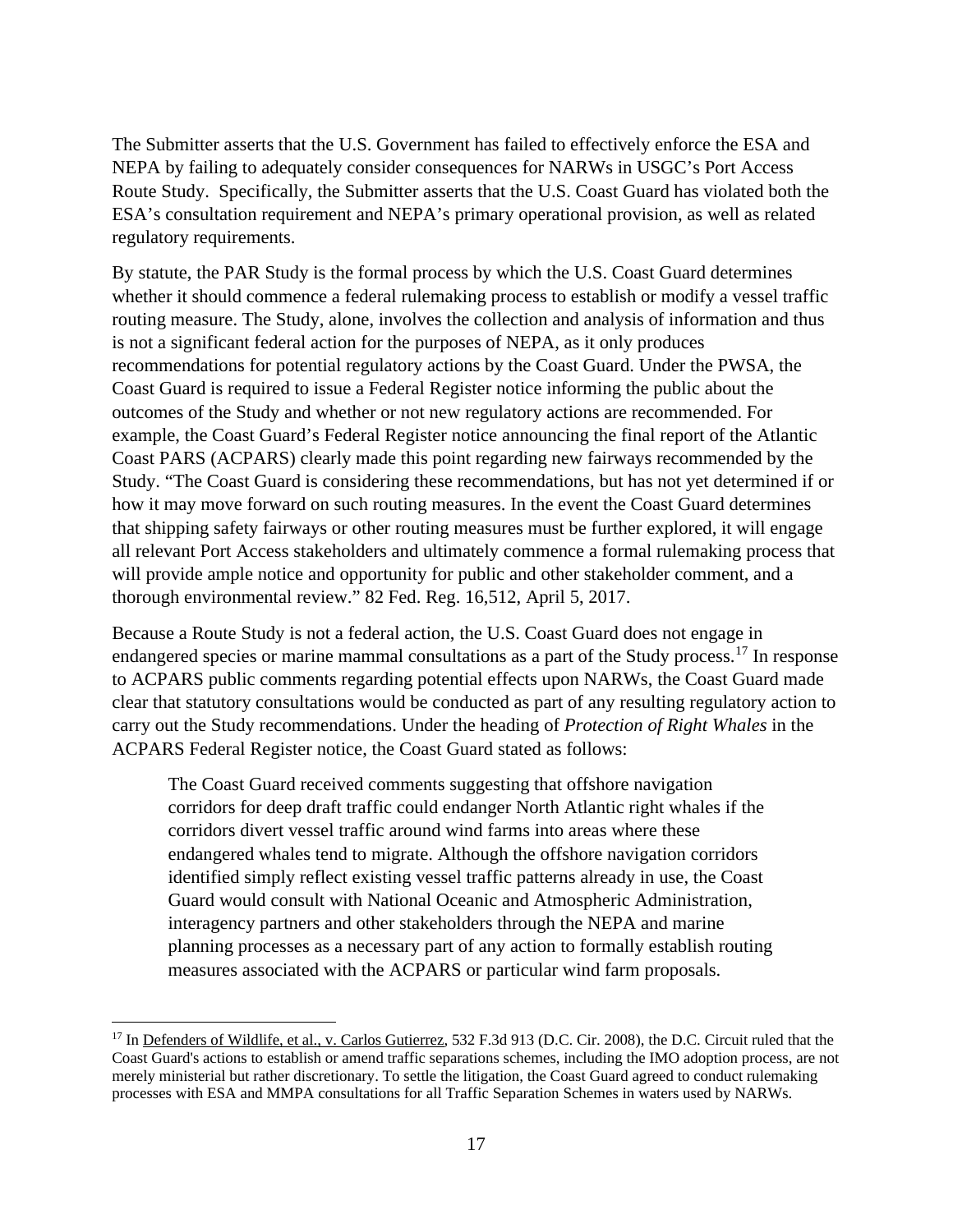The Submitter asserts that the U.S. Government has failed to effectively enforce the ESA and NEPA by failing to adequately consider consequences for NARWs in USGC's Port Access Route Study. Specifically, the Submitter asserts that the U.S. Coast Guard has violated both the ESA's consultation requirement and NEPA's primary operational provision, as well as related regulatory requirements.

By statute, the PAR Study is the formal process by which the U.S. Coast Guard determines whether it should commence a federal rulemaking process to establish or modify a vessel traffic routing measure. The Study, alone, involves the collection and analysis of information and thus is not a significant federal action for the purposes of NEPA, as it only produces recommendations for potential regulatory actions by the Coast Guard. Under the PWSA, the Coast Guard is required to issue a Federal Register notice informing the public about the outcomes of the Study and whether or not new regulatory actions are recommended. For example, the Coast Guard's Federal Register notice announcing the final report of the Atlantic Coast PARS (ACPARS) clearly made this point regarding new fairways recommended by the Study. "The Coast Guard is considering these recommendations, but has not yet determined if or how it may move forward on such routing measures. In the event the Coast Guard determines that shipping safety fairways or other routing measures must be further explored, it will engage all relevant Port Access stakeholders and ultimately commence a formal rulemaking process that will provide ample notice and opportunity for public and other stakeholder comment, and a thorough environmental review." 82 Fed. Reg. 16,512, April 5, 2017.

Because a Route Study is not a federal action, the U.S. Coast Guard does not engage in endangered species or marine mammal consultations as a part of the Study process.[17] In response to ACPARS public comments regarding potential effects upon NARWs, the Coast Guard made clear that statutory consultations would be conducted as part of any resulting regulatory action to carry out the Study recommendations. Under the heading of *Protection of Right Whales* in the ACPARS Federal Register notice, the Coast Guard stated as follows:

> The Coast Guard received comments suggesting that offshore navigation corridors for deep draft traffic could endanger North Atlantic right whales if the corridors divert vessel traffic around wind farms into areas where these endangered whales tend to migrate. Although the offshore navigation corridors identified simply reflect existing vessel traffic patterns already in use, the Coast Guard would consult with National Oceanic and Atmospheric Administration, interagency partners and other stakeholders through the NEPA and marine planning processes as a necessary part of any action to formally establish routing measures associated with the ACPARS or particular wind farm proposals.

---

[17] In Defenders of Wildlife, et al., v. Carlos Gutierrez, 532 F.3d 913 (D.C. Cir. 2008), the D.C. Circuit ruled that the Coast Guard's actions to establish or amend traffic separations schemes, including the IMO adoption process, are not merely ministerial but rather discretionary. To settle the litigation, the Coast Guard agreed to conduct rulemaking processes with ESA and MMPA consultations for all Traffic Separation Schemes in waters used by NARWs.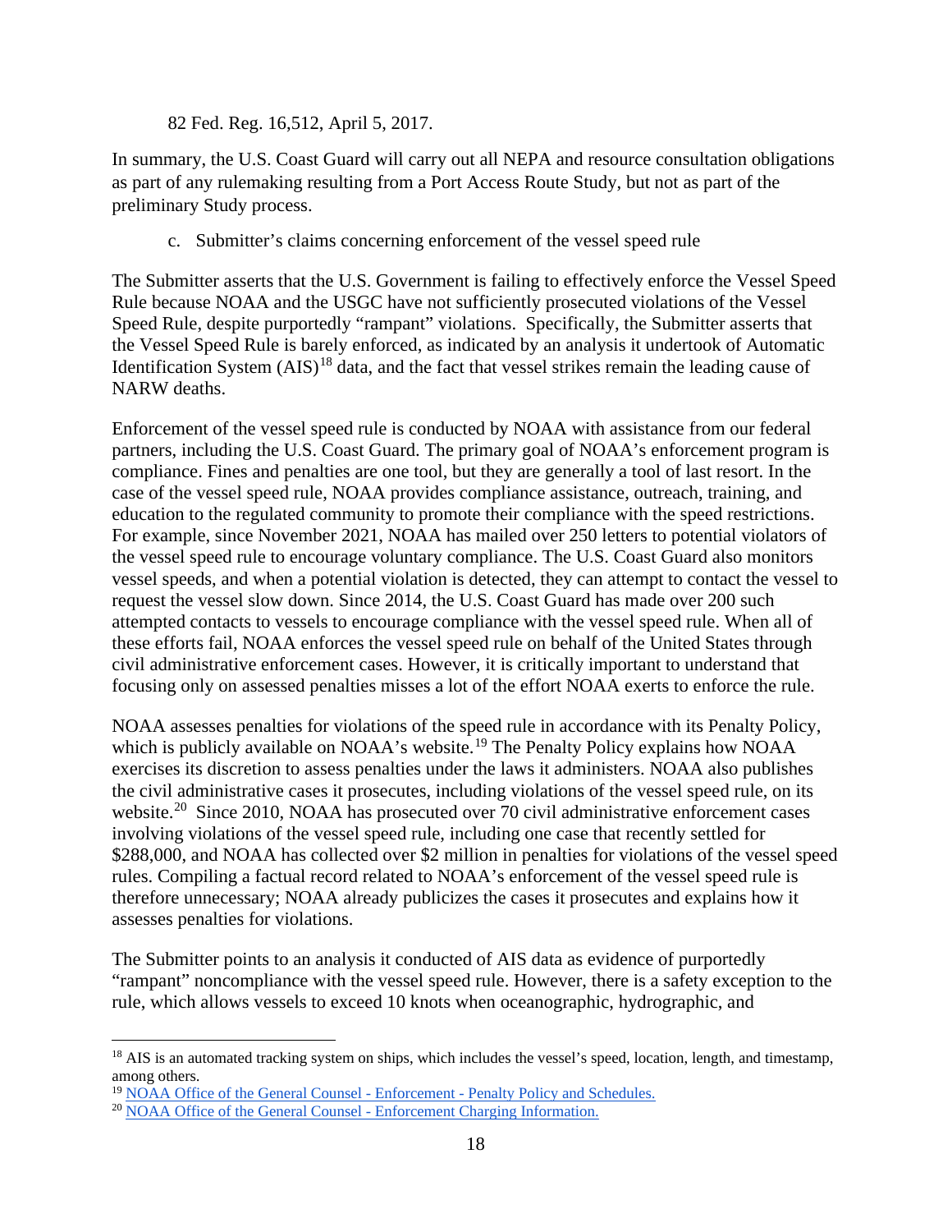82 Fed. Reg. 16,512, April 5, 2017.

In summary, the U.S. Coast Guard will carry out all NEPA and resource consultation obligations as part of any rulemaking resulting from a Port Access Route Study, but not as part of the preliminary Study process.

c. Submitter's claims concerning enforcement of the vessel speed rule

The Submitter asserts that the U.S. Government is failing to effectively enforce the Vessel Speed Rule because NOAA and the USGC have not sufficiently prosecuted violations of the Vessel Speed Rule, despite purportedly "rampant" violations. Specifically, the Submitter asserts that the Vessel Speed Rule is barely enforced, as indicated by an analysis it undertook of Automatic Identification System (AIS)[18] data, and the fact that vessel strikes remain the leading cause of NARW deaths.

Enforcement of the vessel speed rule is conducted by NOAA with assistance from our federal partners, including the U.S. Coast Guard. The primary goal of NOAA's enforcement program is compliance. Fines and penalties are one tool, but they are generally a tool of last resort. In the case of the vessel speed rule, NOAA provides compliance assistance, outreach, training, and education to the regulated community to promote their compliance with the speed restrictions. For example, since November 2021, NOAA has mailed over 250 letters to potential violators of the vessel speed rule to encourage voluntary compliance. The U.S. Coast Guard also monitors vessel speeds, and when a potential violation is detected, they can attempt to contact the vessel to request the vessel slow down. Since 2014, the U.S. Coast Guard has made over 200 such attempted contacts to vessels to encourage compliance with the vessel speed rule. When all of these efforts fail, NOAA enforces the vessel speed rule on behalf of the United States through civil administrative enforcement cases. However, it is critically important to understand that focusing only on assessed penalties misses a lot of the effort NOAA exerts to enforce the rule.

NOAA assesses penalties for violations of the speed rule in accordance with its Penalty Policy, which is publicly available on NOAA's website.[19] The Penalty Policy explains how NOAA exercises its discretion to assess penalties under the laws it administers. NOAA also publishes the civil administrative cases it prosecutes, including violations of the vessel speed rule, on its website.[20] Since 2010, NOAA has prosecuted over 70 civil administrative enforcement cases involving violations of the vessel speed rule, including one case that recently settled for $288,000, and NOAA has collected over $2 million in penalties for violations of the vessel speed rules. Compiling a factual record related to NOAA's enforcement of the vessel speed rule is therefore unnecessary; NOAA already publicizes the cases it prosecutes and explains how it assesses penalties for violations.

The Submitter points to an analysis it conducted of AIS data as evidence of purportedly "rampant" noncompliance with the vessel speed rule. However, there is a safety exception to the rule, which allows vessels to exceed 10 knots when oceanographic, hydrographic, and

---

[18] AIS is an automated tracking system on ships, which includes the vessel's speed, location, length, and timestamp, among others.

[19] NOAA Office of the General Counsel - Enforcement - Penalty Policy and Schedules.

[20] NOAA Office of the General Counsel - Enforcement Charging Information.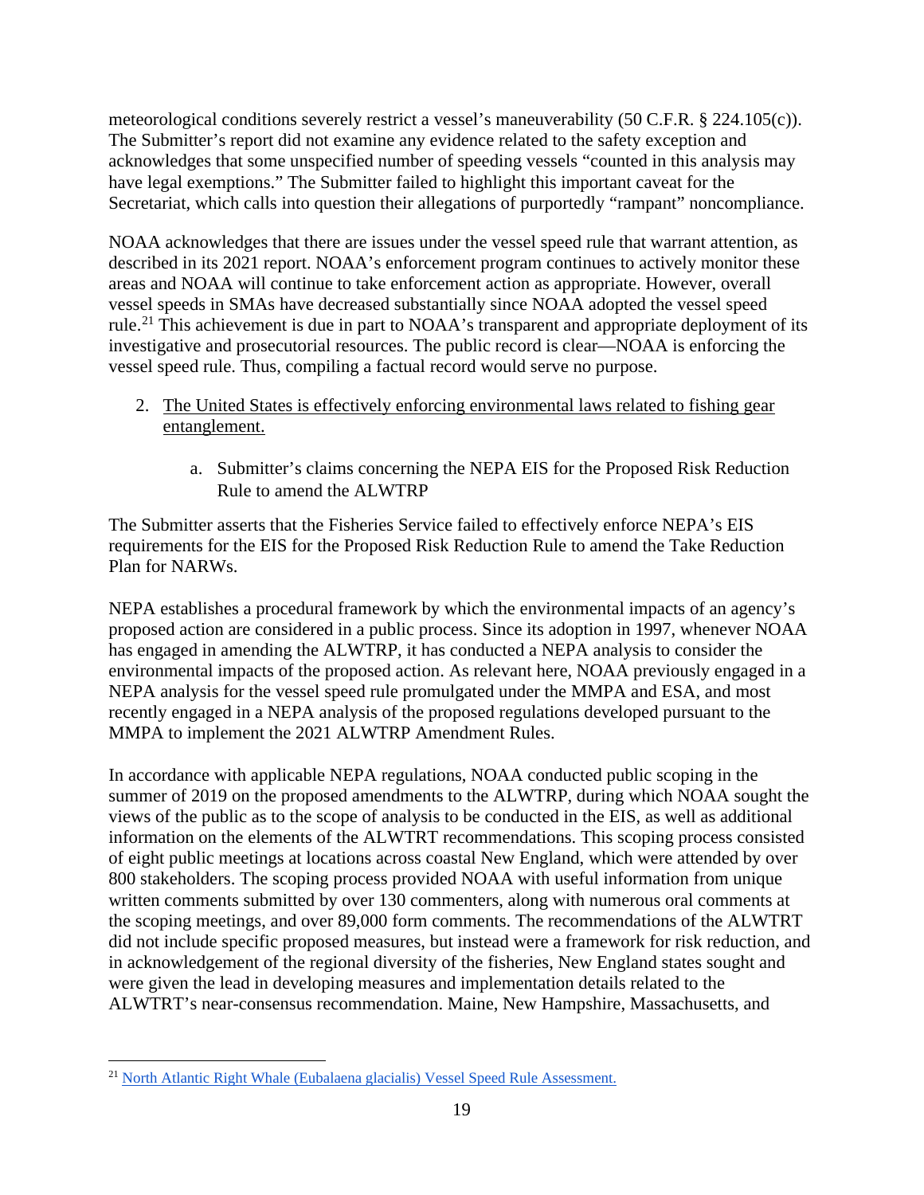meteorological conditions severely restrict a vessel's maneuverability (50 C.F.R. § 224.105(c)). The Submitter's report did not examine any evidence related to the safety exception and acknowledges that some unspecified number of speeding vessels "counted in this analysis may have legal exemptions." The Submitter failed to highlight this important caveat for the Secretariat, which calls into question their allegations of purportedly "rampant" noncompliance.

NOAA acknowledges that there are issues under the vessel speed rule that warrant attention, as described in its 2021 report. NOAA's enforcement program continues to actively monitor these areas and NOAA will continue to take enforcement action as appropriate. However, overall vessel speeds in SMAs have decreased substantially since NOAA adopted the vessel speed rule.[21] This achievement is due in part to NOAA's transparent and appropriate deployment of its investigative and prosecutorial resources. The public record is clear—NOAA is enforcing the vessel speed rule. Thus, compiling a factual record would serve no purpose.

2. The United States is effectively enforcing environmental laws related to fishing gear entanglement.

    a. Submitter's claims concerning the NEPA EIS for the Proposed Risk Reduction Rule to amend the ALWTRP

The Submitter asserts that the Fisheries Service failed to effectively enforce NEPA's EIS requirements for the EIS for the Proposed Risk Reduction Rule to amend the Take Reduction Plan for NARWs.

NEPA establishes a procedural framework by which the environmental impacts of an agency's proposed action are considered in a public process. Since its adoption in 1997, whenever NOAA has engaged in amending the ALWTRP, it has conducted a NEPA analysis to consider the environmental impacts of the proposed action. As relevant here, NOAA previously engaged in a NEPA analysis for the vessel speed rule promulgated under the MMPA and ESA, and most recently engaged in a NEPA analysis of the proposed regulations developed pursuant to the MMPA to implement the 2021 ALWTRP Amendment Rules.

In accordance with applicable NEPA regulations, NOAA conducted public scoping in the summer of 2019 on the proposed amendments to the ALWTRP, during which NOAA sought the views of the public as to the scope of analysis to be conducted in the EIS, as well as additional information on the elements of the ALWTRT recommendations. This scoping process consisted of eight public meetings at locations across coastal New England, which were attended by over 800 stakeholders. The scoping process provided NOAA with useful information from unique written comments submitted by over 130 commenters, along with numerous oral comments at the scoping meetings, and over 89,000 form comments. The recommendations of the ALWTRT did not include specific proposed measures, but instead were a framework for risk reduction, and in acknowledgement of the regional diversity of the fisheries, New England states sought and were given the lead in developing measures and implementation details related to the ALWTRT's near-consensus recommendation. Maine, New Hampshire, Massachusetts, and

[21] North Atlantic Right Whale (Eubalaena glacialis) Vessel Speed Rule Assessment.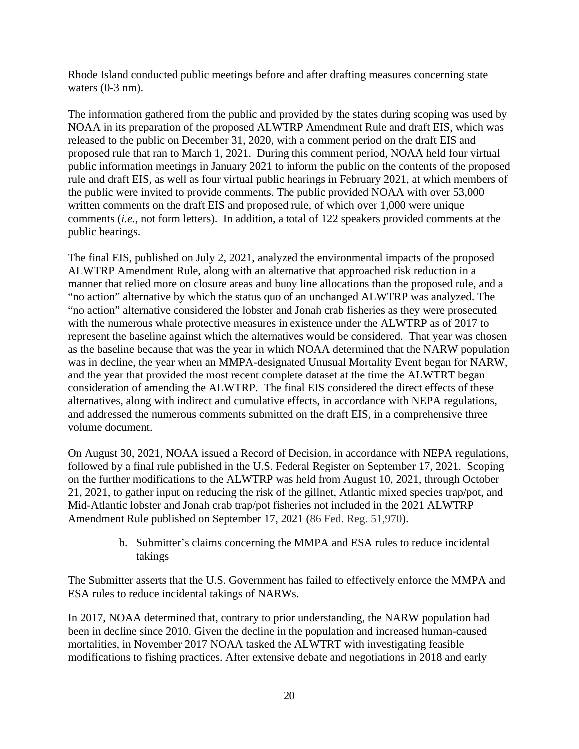Rhode Island conducted public meetings before and after drafting measures concerning state waters (0-3 nm).

The information gathered from the public and provided by the states during scoping was used by NOAA in its preparation of the proposed ALWTRP Amendment Rule and draft EIS, which was released to the public on December 31, 2020, with a comment period on the draft EIS and proposed rule that ran to March 1, 2021. During this comment period, NOAA held four virtual public information meetings in January 2021 to inform the public on the contents of the proposed rule and draft EIS, as well as four virtual public hearings in February 2021, at which members of the public were invited to provide comments. The public provided NOAA with over 53,000 written comments on the draft EIS and proposed rule, of which over 1,000 were unique comments (*i.e.*, not form letters). In addition, a total of 122 speakers provided comments at the public hearings.

The final EIS, published on July 2, 2021, analyzed the environmental impacts of the proposed ALWTRP Amendment Rule, along with an alternative that approached risk reduction in a manner that relied more on closure areas and buoy line allocations than the proposed rule, and a "no action" alternative by which the status quo of an unchanged ALWTRP was analyzed. The "no action" alternative considered the lobster and Jonah crab fisheries as they were prosecuted with the numerous whale protective measures in existence under the ALWTRP as of 2017 to represent the baseline against which the alternatives would be considered. That year was chosen as the baseline because that was the year in which NOAA determined that the NARW population was in decline, the year when an MMPA-designated Unusual Mortality Event began for NARW, and the year that provided the most recent complete dataset at the time the ALWTRT began consideration of amending the ALWTRP. The final EIS considered the direct effects of these alternatives, along with indirect and cumulative effects, in accordance with NEPA regulations, and addressed the numerous comments submitted on the draft EIS, in a comprehensive three volume document.

On August 30, 2021, NOAA issued a Record of Decision, in accordance with NEPA regulations, followed by a final rule published in the U.S. Federal Register on September 17, 2021. Scoping on the further modifications to the ALWTRP was held from August 10, 2021, through October 21, 2021, to gather input on reducing the risk of the gillnet, Atlantic mixed species trap/pot, and Mid-Atlantic lobster and Jonah crab trap/pot fisheries not included in the 2021 ALWTRP Amendment Rule published on September 17, 2021 (86 Fed. Reg. 51,970).

b. Submitter's claims concerning the MMPA and ESA rules to reduce incidental takings

The Submitter asserts that the U.S. Government has failed to effectively enforce the MMPA and ESA rules to reduce incidental takings of NARWs.

In 2017, NOAA determined that, contrary to prior understanding, the NARW population had been in decline since 2010. Given the decline in the population and increased human-caused mortalities, in November 2017 NOAA tasked the ALWTRT with investigating feasible modifications to fishing practices. After extensive debate and negotiations in 2018 and early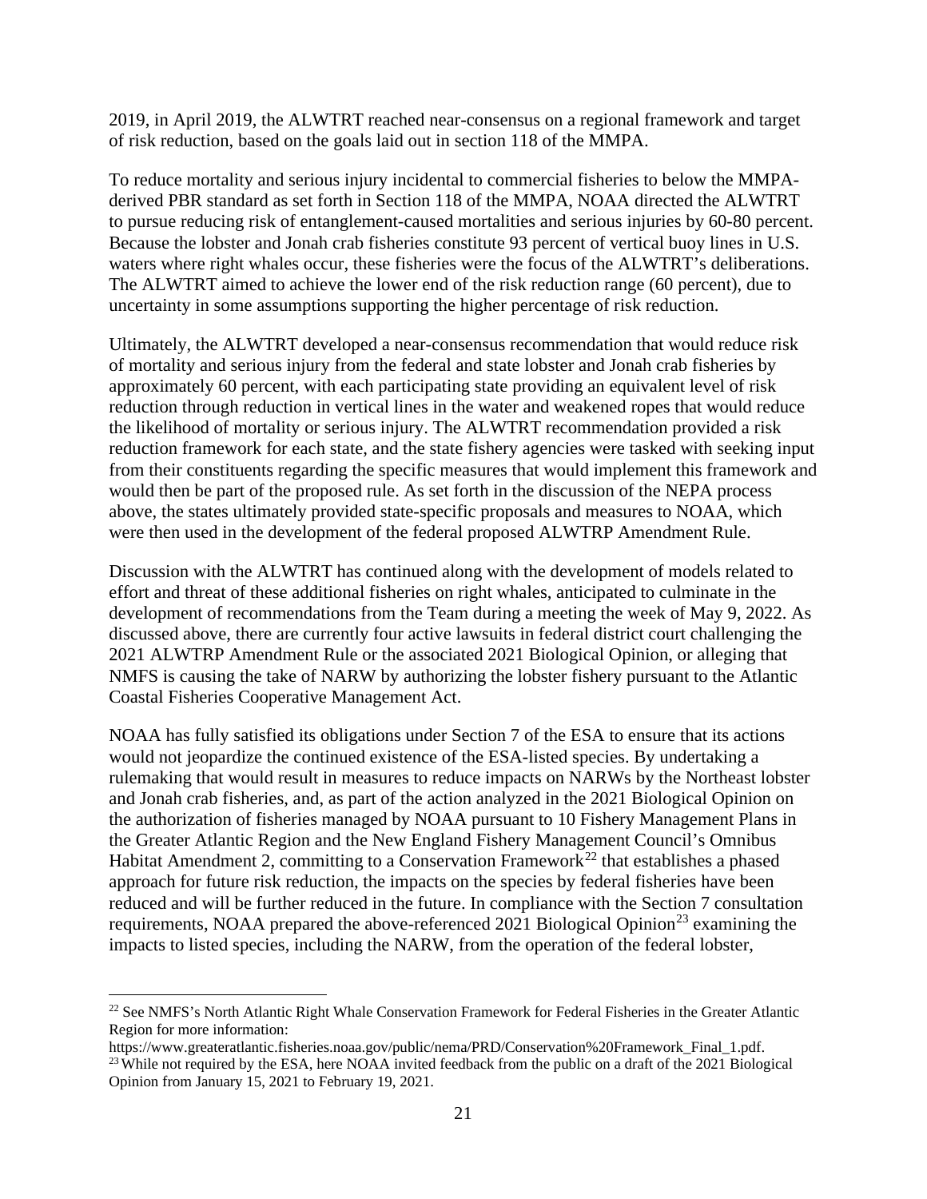2019, in April 2019, the ALWTRT reached near-consensus on a regional framework and target of risk reduction, based on the goals laid out in section 118 of the MMPA.

To reduce mortality and serious injury incidental to commercial fisheries to below the MMPA-derived PBR standard as set forth in Section 118 of the MMPA, NOAA directed the ALWTRT to pursue reducing risk of entanglement-caused mortalities and serious injuries by 60-80 percent. Because the lobster and Jonah crab fisheries constitute 93 percent of vertical buoy lines in U.S. waters where right whales occur, these fisheries were the focus of the ALWTRT's deliberations. The ALWTRT aimed to achieve the lower end of the risk reduction range (60 percent), due to uncertainty in some assumptions supporting the higher percentage of risk reduction.

Ultimately, the ALWTRT developed a near-consensus recommendation that would reduce risk of mortality and serious injury from the federal and state lobster and Jonah crab fisheries by approximately 60 percent, with each participating state providing an equivalent level of risk reduction through reduction in vertical lines in the water and weakened ropes that would reduce the likelihood of mortality or serious injury. The ALWTRT recommendation provided a risk reduction framework for each state, and the state fishery agencies were tasked with seeking input from their constituents regarding the specific measures that would implement this framework and would then be part of the proposed rule. As set forth in the discussion of the NEPA process above, the states ultimately provided state-specific proposals and measures to NOAA, which were then used in the development of the federal proposed ALWTRP Amendment Rule.

Discussion with the ALWTRT has continued along with the development of models related to effort and threat of these additional fisheries on right whales, anticipated to culminate in the development of recommendations from the Team during a meeting the week of May 9, 2022. As discussed above, there are currently four active lawsuits in federal district court challenging the 2021 ALWTRP Amendment Rule or the associated 2021 Biological Opinion, or alleging that NMFS is causing the take of NARW by authorizing the lobster fishery pursuant to the Atlantic Coastal Fisheries Cooperative Management Act.

NOAA has fully satisfied its obligations under Section 7 of the ESA to ensure that its actions would not jeopardize the continued existence of the ESA-listed species. By undertaking a rulemaking that would result in measures to reduce impacts on NARWs by the Northeast lobster and Jonah crab fisheries, and, as part of the action analyzed in the 2021 Biological Opinion on the authorization of fisheries managed by NOAA pursuant to 10 Fishery Management Plans in the Greater Atlantic Region and the New England Fishery Management Council's Omnibus Habitat Amendment 2, committing to a Conservation Framework[22] that establishes a phased approach for future risk reduction, the impacts on the species by federal fisheries have been reduced and will be further reduced in the future. In compliance with the Section 7 consultation requirements, NOAA prepared the above-referenced 2021 Biological Opinion[23] examining the impacts to listed species, including the NARW, from the operation of the federal lobster,

---

[22] See NMFS's North Atlantic Right Whale Conservation Framework for Federal Fisheries in the Greater Atlantic Region for more information: https://www.greateratlantic.fisheries.noaa.gov/public/nema/PRD/Conservation%20Framework_Final_1.pdf.

[23] While not required by the ESA, here NOAA invited feedback from the public on a draft of the 2021 Biological Opinion from January 15, 2021 to February 19, 2021.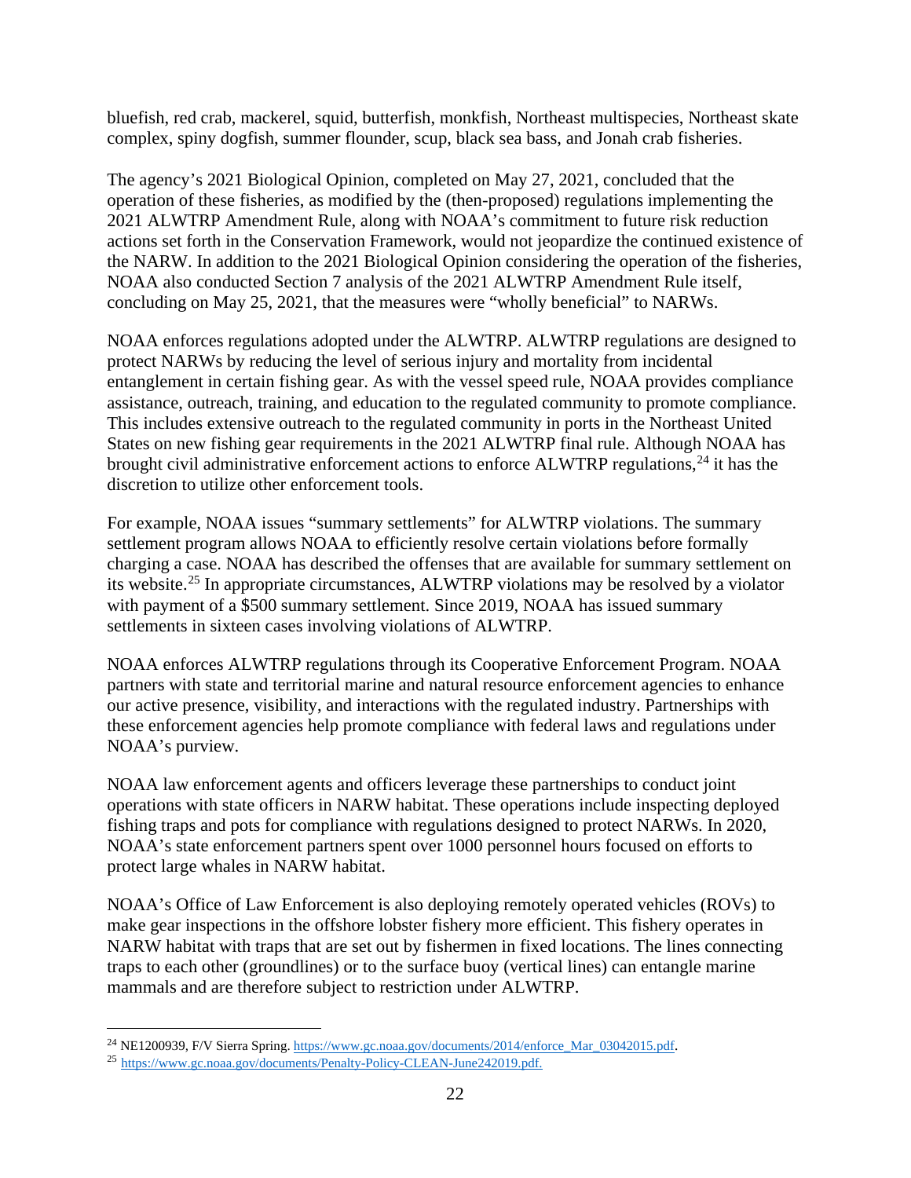bluefish, red crab, mackerel, squid, butterfish, monkfish, Northeast multispecies, Northeast skate complex, spiny dogfish, summer flounder, scup, black sea bass, and Jonah crab fisheries.

The agency's 2021 Biological Opinion, completed on May 27, 2021, concluded that the operation of these fisheries, as modified by the (then-proposed) regulations implementing the 2021 ALWTRP Amendment Rule, along with NOAA's commitment to future risk reduction actions set forth in the Conservation Framework, would not jeopardize the continued existence of the NARW. In addition to the 2021 Biological Opinion considering the operation of the fisheries, NOAA also conducted Section 7 analysis of the 2021 ALWTRP Amendment Rule itself, concluding on May 25, 2021, that the measures were "wholly beneficial" to NARWs.

NOAA enforces regulations adopted under the ALWTRP. ALWTRP regulations are designed to protect NARWs by reducing the level of serious injury and mortality from incidental entanglement in certain fishing gear. As with the vessel speed rule, NOAA provides compliance assistance, outreach, training, and education to the regulated community to promote compliance. This includes extensive outreach to the regulated community in ports in the Northeast United States on new fishing gear requirements in the 2021 ALWTRP final rule. Although NOAA has brought civil administrative enforcement actions to enforce ALWTRP regulations,[24] it has the discretion to utilize other enforcement tools.

For example, NOAA issues "summary settlements" for ALWTRP violations. The summary settlement program allows NOAA to efficiently resolve certain violations before formally charging a case. NOAA has described the offenses that are available for summary settlement on its website.[25] In appropriate circumstances, ALWTRP violations may be resolved by a violator with payment of a $500 summary settlement. Since 2019, NOAA has issued summary settlements in sixteen cases involving violations of ALWTRP.

NOAA enforces ALWTRP regulations through its Cooperative Enforcement Program. NOAA partners with state and territorial marine and natural resource enforcement agencies to enhance our active presence, visibility, and interactions with the regulated industry. Partnerships with these enforcement agencies help promote compliance with federal laws and regulations under NOAA's purview.

NOAA law enforcement agents and officers leverage these partnerships to conduct joint operations with state officers in NARW habitat. These operations include inspecting deployed fishing traps and pots for compliance with regulations designed to protect NARWs. In 2020, NOAA's state enforcement partners spent over 1000 personnel hours focused on efforts to protect large whales in NARW habitat.

NOAA's Office of Law Enforcement is also deploying remotely operated vehicles (ROVs) to make gear inspections in the offshore lobster fishery more efficient. This fishery operates in NARW habitat with traps that are set out by fishermen in fixed locations. The lines connecting traps to each other (groundlines) or to the surface buoy (vertical lines) can entangle marine mammals and are therefore subject to restriction under ALWTRP.

---

[24] NE1200939, F/V Sierra Spring. https://www.gc.noaa.gov/documents/2014/enforce_Mar_03042015.pdf.

[25] https://www.gc.noaa.gov/documents/Penalty-Policy-CLEAN-June242019.pdf.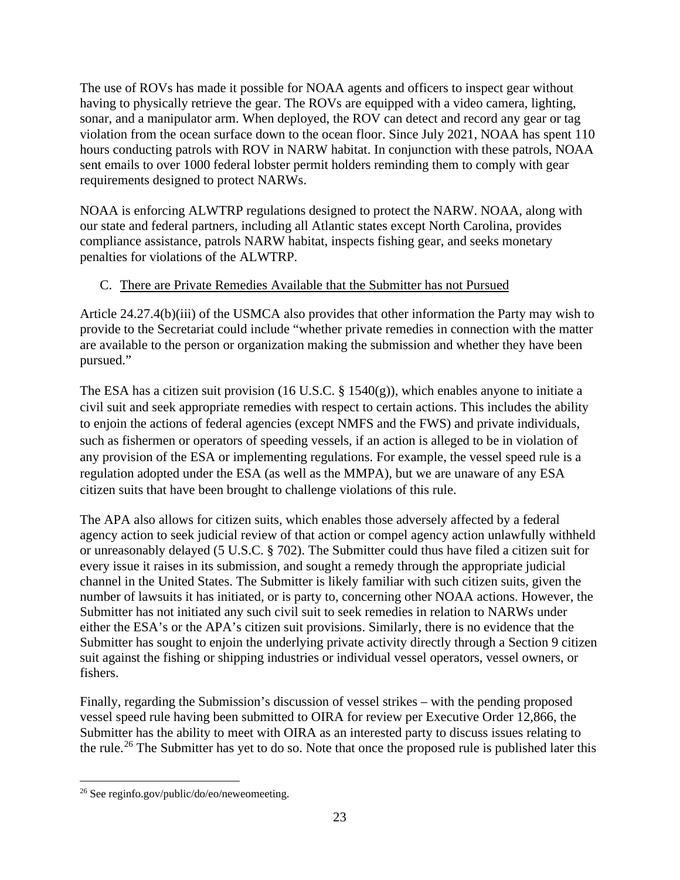The use of ROVs has made it possible for NOAA agents and officers to inspect gear without having to physically retrieve the gear. The ROVs are equipped with a video camera, lighting, sonar, and a manipulator arm. When deployed, the ROV can detect and record any gear or tag violation from the ocean surface down to the ocean floor. Since July 2021, NOAA has spent 110 hours conducting patrols with ROV in NARW habitat. In conjunction with these patrols, NOAA sent emails to over 1000 federal lobster permit holders reminding them to comply with gear requirements designed to protect NARWs.

NOAA is enforcing ALWTRP regulations designed to protect the NARW. NOAA, along with our state and federal partners, including all Atlantic states except North Carolina, provides compliance assistance, patrols NARW habitat, inspects fishing gear, and seeks monetary penalties for violations of the ALWTRP.

### C. There are Private Remedies Available that the Submitter has not Pursued

Article 24.27.4(b)(iii) of the USMCA also provides that other information the Party may wish to provide to the Secretariat could include "whether private remedies in connection with the matter are available to the person or organization making the submission and whether they have been pursued."

The ESA has a citizen suit provision (16 U.S.C. § 1540(g)), which enables anyone to initiate a civil suit and seek appropriate remedies with respect to certain actions. This includes the ability to enjoin the actions of federal agencies (except NMFS and the FWS) and private individuals, such as fishermen or operators of speeding vessels, if an action is alleged to be in violation of any provision of the ESA or implementing regulations. For example, the vessel speed rule is a regulation adopted under the ESA (as well as the MMPA), but we are unaware of any ESA citizen suits that have been brought to challenge violations of this rule.

The APA also allows for citizen suits, which enables those adversely affected by a federal agency action to seek judicial review of that action or compel agency action unlawfully withheld or unreasonably delayed (5 U.S.C. § 702). The Submitter could thus have filed a citizen suit for every issue it raises in its submission, and sought a remedy through the appropriate judicial channel in the United States. The Submitter is likely familiar with such citizen suits, given the number of lawsuits it has initiated, or is party to, concerning other NOAA actions. However, the Submitter has not initiated any such civil suit to seek remedies in relation to NARWs under either the ESA's or the APA's citizen suit provisions. Similarly, there is no evidence that the Submitter has sought to enjoin the underlying private activity directly through a Section 9 citizen suit against the fishing or shipping industries or individual vessel operators, vessel owners, or fishers.

Finally, regarding the Submission's discussion of vessel strikes – with the pending proposed vessel speed rule having been submitted to OIRA for review per Executive Order 12,866, the Submitter has the ability to meet with OIRA as an interested party to discuss issues relating to the rule.[26] The Submitter has yet to do so. Note that once the proposed rule is published later this

---

[26] See reginfo.gov/public/do/eo/neweomeeting.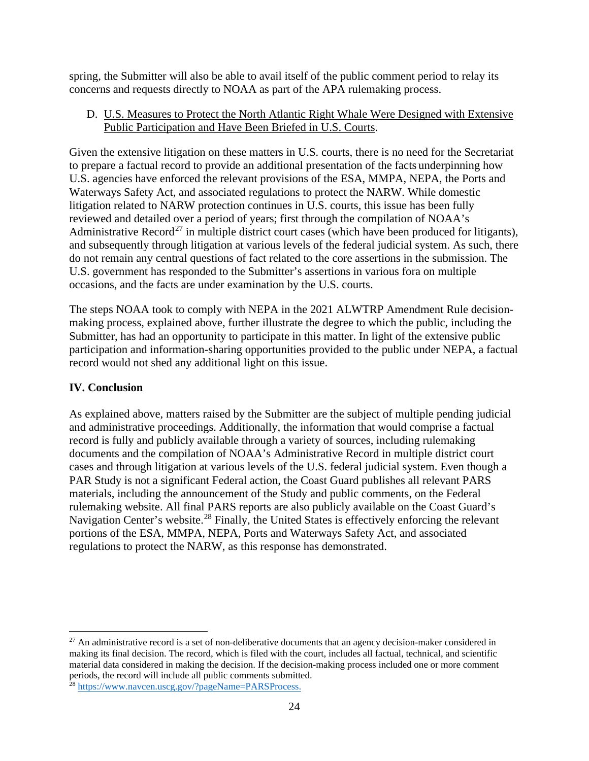spring, the Submitter will also be able to avail itself of the public comment period to relay its concerns and requests directly to NOAA as part of the APA rulemaking process.

D. U.S. Measures to Protect the North Atlantic Right Whale Were Designed with Extensive Public Participation and Have Been Briefed in U.S. Courts.

Given the extensive litigation on these matters in U.S. courts, there is no need for the Secretariat to prepare a factual record to provide an additional presentation of the facts underpinning how U.S. agencies have enforced the relevant provisions of the ESA, MMPA, NEPA, the Ports and Waterways Safety Act, and associated regulations to protect the NARW. While domestic litigation related to NARW protection continues in U.S. courts, this issue has been fully reviewed and detailed over a period of years; first through the compilation of NOAA's Administrative Record[27] in multiple district court cases (which have been produced for litigants), and subsequently through litigation at various levels of the federal judicial system. As such, there do not remain any central questions of fact related to the core assertions in the submission. The U.S. government has responded to the Submitter's assertions in various fora on multiple occasions, and the facts are under examination by the U.S. courts.

The steps NOAA took to comply with NEPA in the 2021 ALWTRP Amendment Rule decision-making process, explained above, further illustrate the degree to which the public, including the Submitter, has had an opportunity to participate in this matter. In light of the extensive public participation and information-sharing opportunities provided to the public under NEPA, a factual record would not shed any additional light on this issue.

## IV. Conclusion

As explained above, matters raised by the Submitter are the subject of multiple pending judicial and administrative proceedings. Additionally, the information that would comprise a factual record is fully and publicly available through a variety of sources, including rulemaking documents and the compilation of NOAA's Administrative Record in multiple district court cases and through litigation at various levels of the U.S. federal judicial system. Even though a PAR Study is not a significant Federal action, the Coast Guard publishes all relevant PARS materials, including the announcement of the Study and public comments, on the Federal rulemaking website. All final PARS reports are also publicly available on the Coast Guard's Navigation Center's website.[28] Finally, the United States is effectively enforcing the relevant portions of the ESA, MMPA, NEPA, Ports and Waterways Safety Act, and associated regulations to protect the NARW, as this response has demonstrated.

---

[27] An administrative record is a set of non-deliberative documents that an agency decision-maker considered in making its final decision. The record, which is filed with the court, includes all factual, technical, and scientific material data considered in making the decision. If the decision-making process included one or more comment periods, the record will include all public comments submitted.

[28] https://www.navcen.uscg.gov/?pageName=PARSProcess.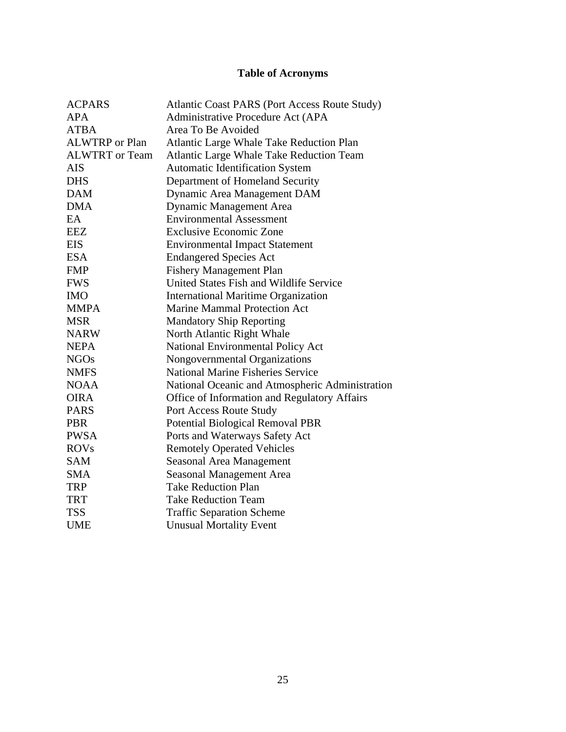## Table of Acronyms

| | |
|---|---|
| ACPARS | Atlantic Coast PARS (Port Access Route Study) |
| APA | Administrative Procedure Act (APA |
| ATBA | Area To Be Avoided |
| ALWTRP or Plan | Atlantic Large Whale Take Reduction Plan |
| ALWTRT or Team | Atlantic Large Whale Take Reduction Team |
| AIS | Automatic Identification System |
| DHS | Department of Homeland Security |
| DAM | Dynamic Area Management DAM |
| DMA | Dynamic Management Area |
| EA | Environmental Assessment |
| EEZ | Exclusive Economic Zone |
| EIS | Environmental Impact Statement |
| ESA | Endangered Species Act |
| FMP | Fishery Management Plan |
| FWS | United States Fish and Wildlife Service |
| IMO | International Maritime Organization |
| MMPA | Marine Mammal Protection Act |
| MSR | Mandatory Ship Reporting |
| NARW | North Atlantic Right Whale |
| NEPA | National Environmental Policy Act |
| NGOs | Nongovernmental Organizations |
| NMFS | National Marine Fisheries Service |
| NOAA | National Oceanic and Atmospheric Administration |
| OIRA | Office of Information and Regulatory Affairs |
| PARS | Port Access Route Study |
| PBR | Potential Biological Removal PBR |
| PWSA | Ports and Waterways Safety Act |
| ROVs | Remotely Operated Vehicles |
| SAM | Seasonal Area Management |
| SMA | Seasonal Management Area |
| TRP | Take Reduction Plan |
| TRT | Take Reduction Team |
| TSS | Traffic Separation Scheme |
| UME | Unusual Mortality Event |